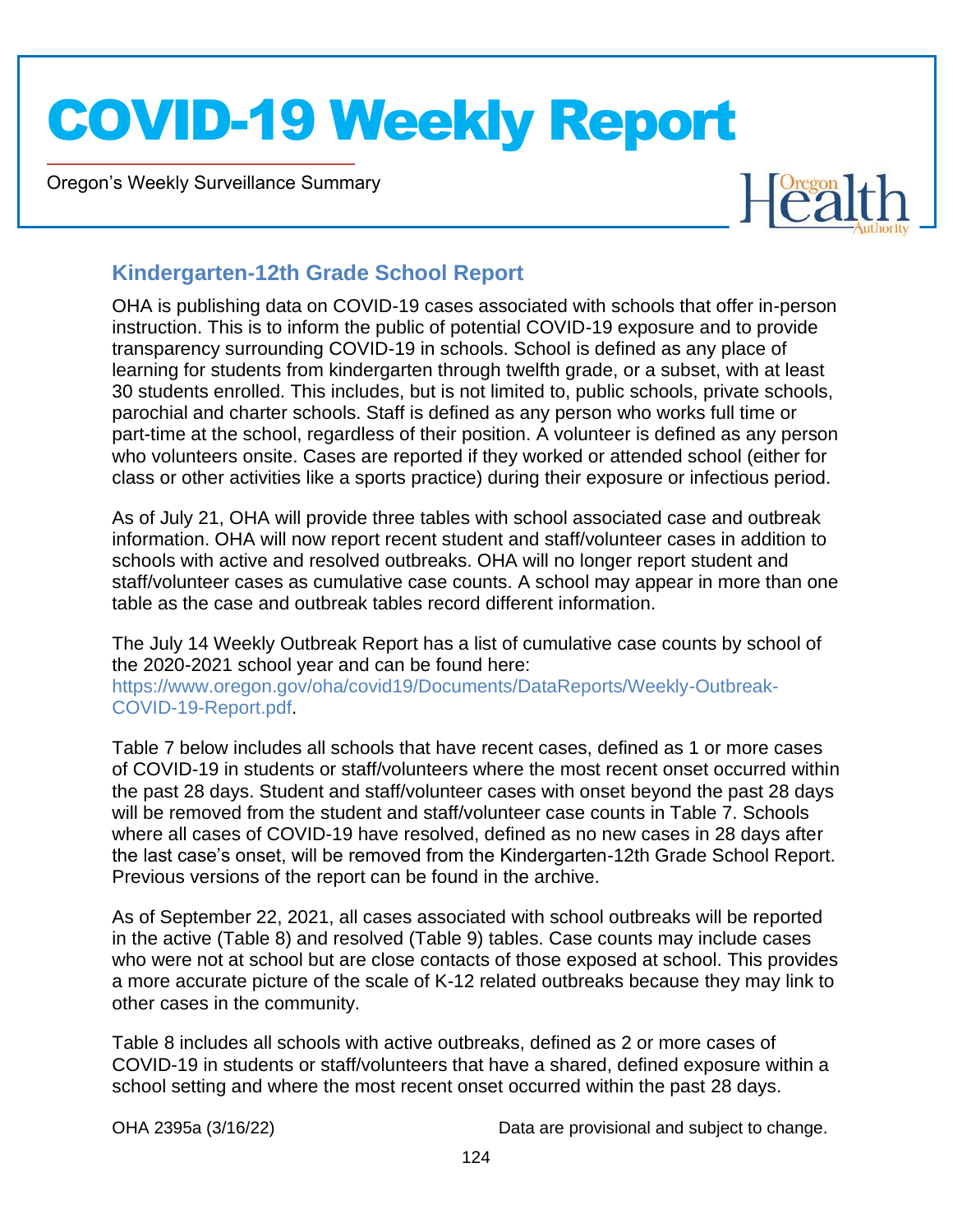## Kindergarten-12th Grade School Report

OHA is publishing data on COVID-19 cases associated with schools that offer in-person instruction. This is to inform the public of potential COVID-19 exposure and to provide transparency surrounding COVID-19 in schools. School is defined as any place of learning for students from kindergarten through twelfth grade, or a subset, with at least 30 students enrolled. This includes, but is not limited to, public schools, private schools, parochial and charter schools. Staff is defined as any person who works full time or part-time at the school, regardless of their position. A volunteer is defined as any person who volunteers onsite. Cases are reported if they worked or attended school (either for class or other activities like a sports practice) during their exposure or infectious period.

As of July 21, OHA will provide three tables with school associated case and outbreak information. OHA will now report recent student and staff/volunteer cases in addition to schools with active and resolved outbreaks. OHA will no longer report student and staff/volunteer cases as cumulative case counts. A school may appear in more than one table as the case and outbreak tables record different information.

The July 14 Weekly Outbreak Report has a list of cumulative case counts by school of the 2020-2021 school year and can be found here: https://www.oregon.gov/oha/covid19/Documents/DataReports/Weekly-Outbreak-COVID-19-Report.pdf.

Table 7 below includes all schools that have recent cases, defined as 1 or more cases of COVID-19 in students or staff/volunteers where the most recent onset occurred within the past 28 days. Student and staff/volunteer cases with onset beyond the past 28 days will be removed from the student and staff/volunteer case counts in Table 7. Schools where all cases of COVID-19 have resolved, defined as no new cases in 28 days after the last case's onset, will be removed from the Kindergarten-12th Grade School Report. Previous versions of the report can be found in the archive.

As of September 22, 2021, all cases associated with school outbreaks will be reported in the active (Table 8) and resolved (Table 9) tables. Case counts may include cases who were not at school but are close contacts of those exposed at school. This provides a more accurate picture of the scale of K-12 related outbreaks because they may link to other cases in the community.

Table 8 includes all schools with active outbreaks, defined as 2 or more cases of COVID-19 in students or staff/volunteers that have a shared, defined exposure within a school setting and where the most recent onset occurred within the past 28 days.

OHA 2395a (3/16/22) Data are provisional and subject to change.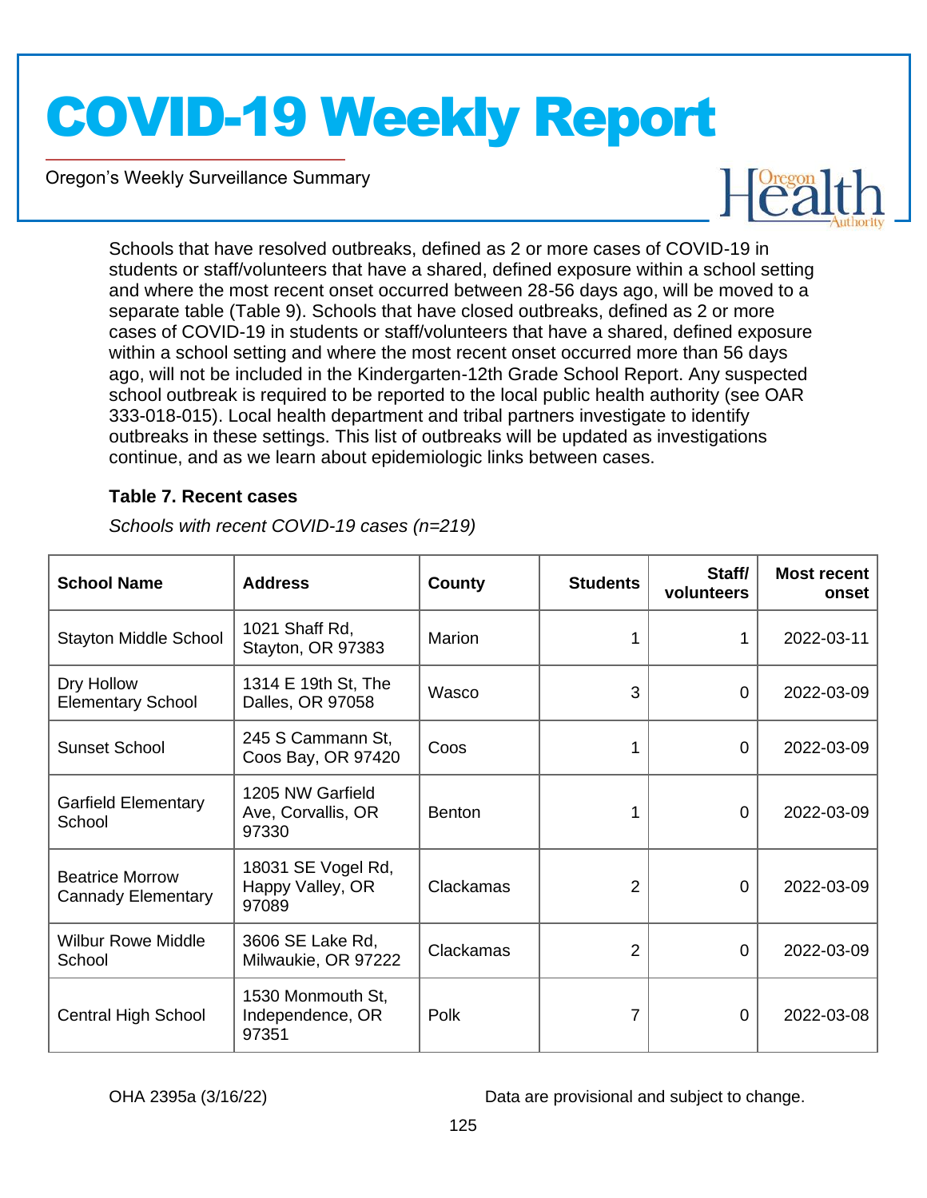Schools that have resolved outbreaks, defined as 2 or more cases of COVID-19 in students or staff/volunteers that have a shared, defined exposure within a school setting and where the most recent onset occurred between 28-56 days ago, will be moved to a separate table (Table 9). Schools that have closed outbreaks, defined as 2 or more cases of COVID-19 in students or staff/volunteers that have a shared, defined exposure within a school setting and where the most recent onset occurred more than 56 days ago, will not be included in the Kindergarten-12th Grade School Report. Any suspected school outbreak is required to be reported to the local public health authority (see OAR 333-018-015). Local health department and tribal partners investigate to identify outbreaks in these settings. This list of outbreaks will be updated as investigations continue, and as we learn about epidemiologic links between cases.

### Table 7. Recent cases

*Schools with recent COVID-19 cases (n=219)*

| School Name | Address | County | Students | Staff/ volunteers | Most recent onset |
|---|---|---|---|---|---|
| Stayton Middle School | 1021 Shaff Rd, Stayton, OR 97383 | Marion | 1 | 1 | 2022-03-11 |
| Dry Hollow Elementary School | 1314 E 19th St, The Dalles, OR 97058 | Wasco | 3 | 0 | 2022-03-09 |
| Sunset School | 245 S Cammann St, Coos Bay, OR 97420 | Coos | 1 | 0 | 2022-03-09 |
| Garfield Elementary School | 1205 NW Garfield Ave, Corvallis, OR 97330 | Benton | 1 | 0 | 2022-03-09 |
| Beatrice Morrow Cannady Elementary | 18031 SE Vogel Rd, Happy Valley, OR 97089 | Clackamas | 2 | 0 | 2022-03-09 |
| Wilbur Rowe Middle School | 3606 SE Lake Rd, Milwaukie, OR 97222 | Clackamas | 2 | 0 | 2022-03-09 |
| Central High School | 1530 Monmouth St, Independence, OR 97351 | Polk | 7 | 0 | 2022-03-08 |

OHA 2395a (3/16/22) Data are provisional and subject to change.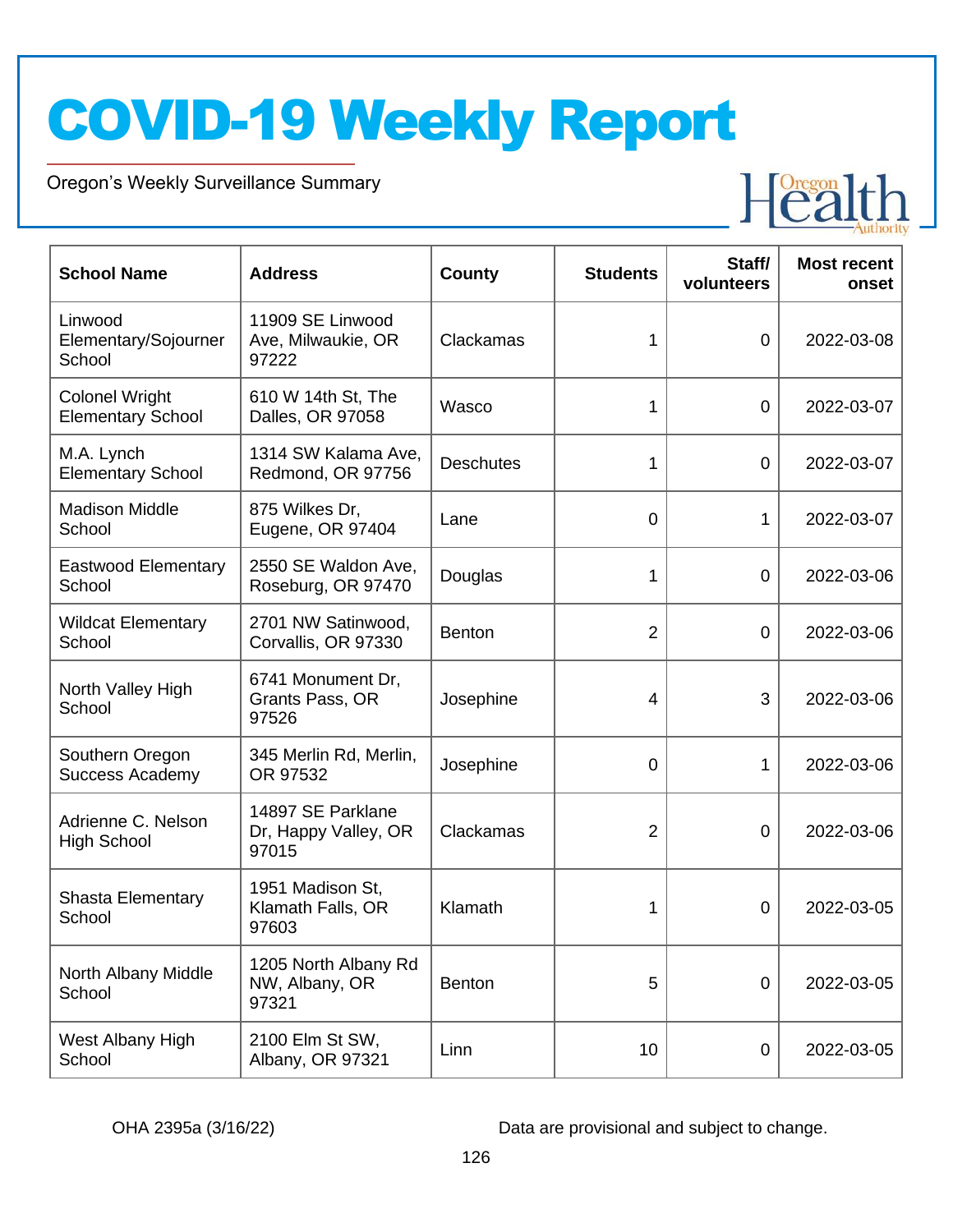# COVID-19 Weekly Report

Oregon's Weekly Surveillance Summary

| School Name | Address | County | Students | Staff/ volunteers | Most recent onset |
|---|---|---|---|---|---|
| Linwood Elementary/Sojourner School | 11909 SE Linwood Ave, Milwaukie, OR 97222 | Clackamas | 1 | 0 | 2022-03-08 |
| Colonel Wright Elementary School | 610 W 14th St, The Dalles, OR 97058 | Wasco | 1 | 0 | 2022-03-07 |
| M.A. Lynch Elementary School | 1314 SW Kalama Ave, Redmond, OR 97756 | Deschutes | 1 | 0 | 2022-03-07 |
| Madison Middle School | 875 Wilkes Dr, Eugene, OR 97404 | Lane | 0 | 1 | 2022-03-07 |
| Eastwood Elementary School | 2550 SE Waldon Ave, Roseburg, OR 97470 | Douglas | 1 | 0 | 2022-03-06 |
| Wildcat Elementary School | 2701 NW Satinwood, Corvallis, OR 97330 | Benton | 2 | 0 | 2022-03-06 |
| North Valley High School | 6741 Monument Dr, Grants Pass, OR 97526 | Josephine | 4 | 3 | 2022-03-06 |
| Southern Oregon Success Academy | 345 Merlin Rd, Merlin, OR 97532 | Josephine | 0 | 1 | 2022-03-06 |
| Adrienne C. Nelson High School | 14897 SE Parklane Dr, Happy Valley, OR 97015 | Clackamas | 2 | 0 | 2022-03-06 |
| Shasta Elementary School | 1951 Madison St, Klamath Falls, OR 97603 | Klamath | 1 | 0 | 2022-03-05 |
| North Albany Middle School | 1205 North Albany Rd NW, Albany, OR 97321 | Benton | 5 | 0 | 2022-03-05 |
| West Albany High School | 2100 Elm St SW, Albany, OR 97321 | Linn | 10 | 0 | 2022-03-05 |

OHA 2395a (3/16/22)

Data are provisional and subject to change.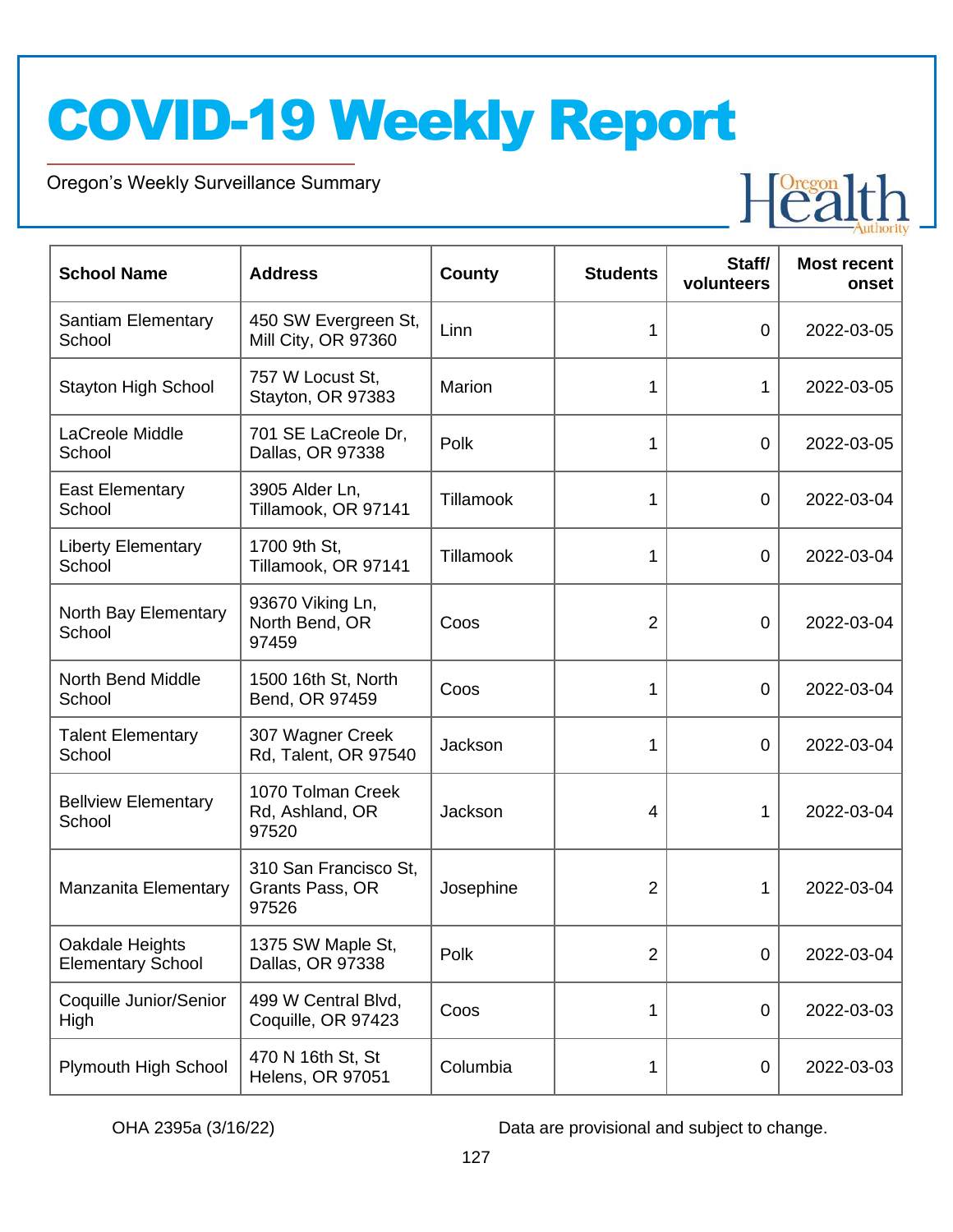# COVID-19 Weekly Report

Oregon's Weekly Surveillance Summary

| School Name | Address | County | Students | Staff/ volunteers | Most recent onset |
|---|---|---|---|---|---|
| Santiam Elementary School | 450 SW Evergreen St, Mill City, OR 97360 | Linn | 1 | 0 | 2022-03-05 |
| Stayton High School | 757 W Locust St, Stayton, OR 97383 | Marion | 1 | 1 | 2022-03-05 |
| LaCreole Middle School | 701 SE LaCreole Dr, Dallas, OR 97338 | Polk | 1 | 0 | 2022-03-05 |
| East Elementary School | 3905 Alder Ln, Tillamook, OR 97141 | Tillamook | 1 | 0 | 2022-03-04 |
| Liberty Elementary School | 1700 9th St, Tillamook, OR 97141 | Tillamook | 1 | 0 | 2022-03-04 |
| North Bay Elementary School | 93670 Viking Ln, North Bend, OR 97459 | Coos | 2 | 0 | 2022-03-04 |
| North Bend Middle School | 1500 16th St, North Bend, OR 97459 | Coos | 1 | 0 | 2022-03-04 |
| Talent Elementary School | 307 Wagner Creek Rd, Talent, OR 97540 | Jackson | 1 | 0 | 2022-03-04 |
| Bellview Elementary School | 1070 Tolman Creek Rd, Ashland, OR 97520 | Jackson | 4 | 1 | 2022-03-04 |
| Manzanita Elementary | 310 San Francisco St, Grants Pass, OR 97526 | Josephine | 2 | 1 | 2022-03-04 |
| Oakdale Heights Elementary School | 1375 SW Maple St, Dallas, OR 97338 | Polk | 2 | 0 | 2022-03-04 |
| Coquille Junior/Senior High | 499 W Central Blvd, Coquille, OR 97423 | Coos | 1 | 0 | 2022-03-03 |
| Plymouth High School | 470 N 16th St, St Helens, OR 97051 | Columbia | 1 | 0 | 2022-03-03 |

OHA 2395a (3/16/22) Data are provisional and subject to change.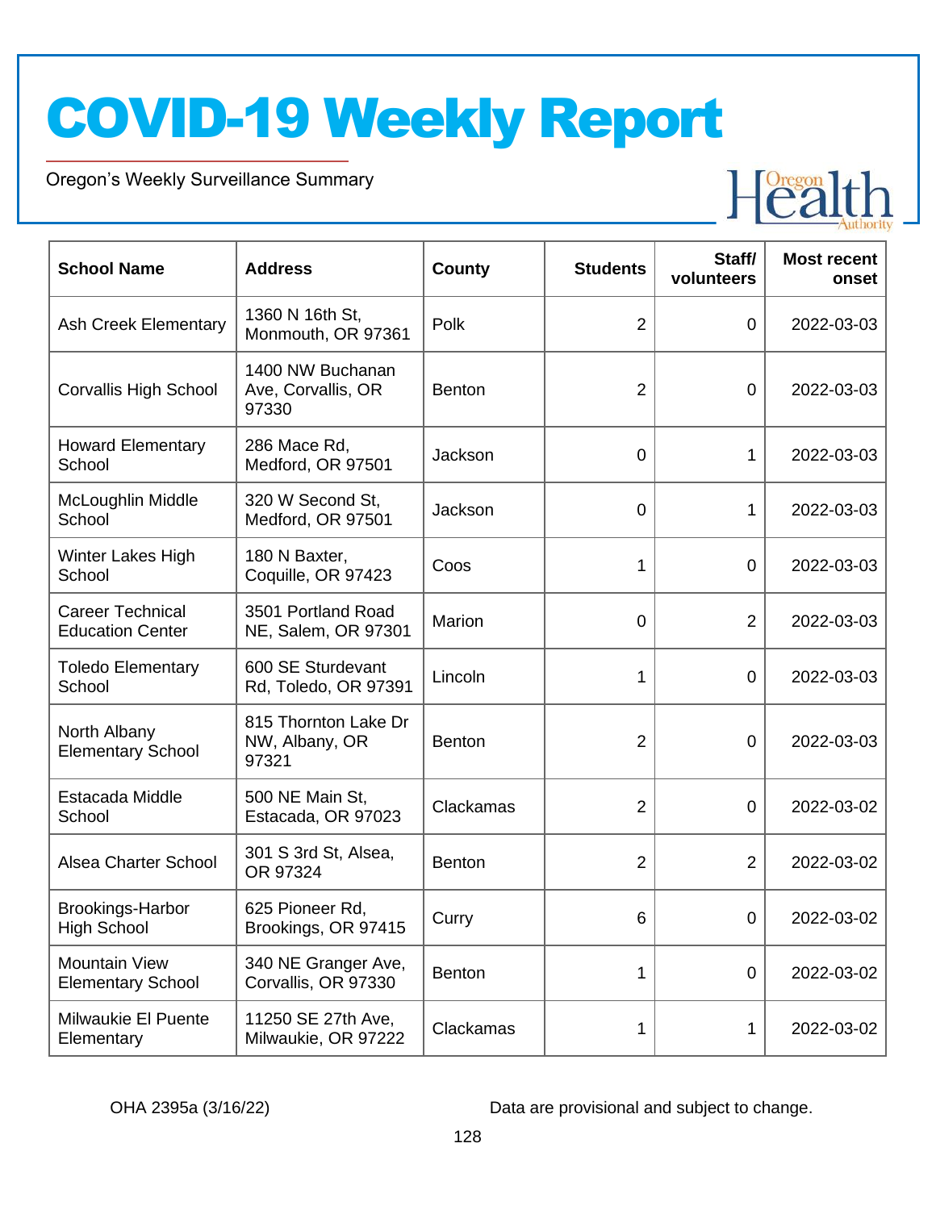# COVID-19 Weekly Report

Oregon's Weekly Surveillance Summary

| School Name | Address | County | Students | Staff/ volunteers | Most recent onset |
|---|---|---|---|---|---|
| Ash Creek Elementary | 1360 N 16th St, Monmouth, OR 97361 | Polk | 2 | 0 | 2022-03-03 |
| Corvallis High School | 1400 NW Buchanan Ave, Corvallis, OR 97330 | Benton | 2 | 0 | 2022-03-03 |
| Howard Elementary School | 286 Mace Rd, Medford, OR 97501 | Jackson | 0 | 1 | 2022-03-03 |
| McLoughlin Middle School | 320 W Second St, Medford, OR 97501 | Jackson | 0 | 1 | 2022-03-03 |
| Winter Lakes High School | 180 N Baxter, Coquille, OR 97423 | Coos | 1 | 0 | 2022-03-03 |
| Career Technical Education Center | 3501 Portland Road NE, Salem, OR 97301 | Marion | 0 | 2 | 2022-03-03 |
| Toledo Elementary School | 600 SE Sturdevant Rd, Toledo, OR 97391 | Lincoln | 1 | 0 | 2022-03-03 |
| North Albany Elementary School | 815 Thornton Lake Dr NW, Albany, OR 97321 | Benton | 2 | 0 | 2022-03-03 |
| Estacada Middle School | 500 NE Main St, Estacada, OR 97023 | Clackamas | 2 | 0 | 2022-03-02 |
| Alsea Charter School | 301 S 3rd St, Alsea, OR 97324 | Benton | 2 | 2 | 2022-03-02 |
| Brookings-Harbor High School | 625 Pioneer Rd, Brookings, OR 97415 | Curry | 6 | 0 | 2022-03-02 |
| Mountain View Elementary School | 340 NE Granger Ave, Corvallis, OR 97330 | Benton | 1 | 0 | 2022-03-02 |
| Milwaukie El Puente Elementary | 11250 SE 27th Ave, Milwaukie, OR 97222 | Clackamas | 1 | 1 | 2022-03-02 |

OHA 2395a (3/16/22)

Data are provisional and subject to change.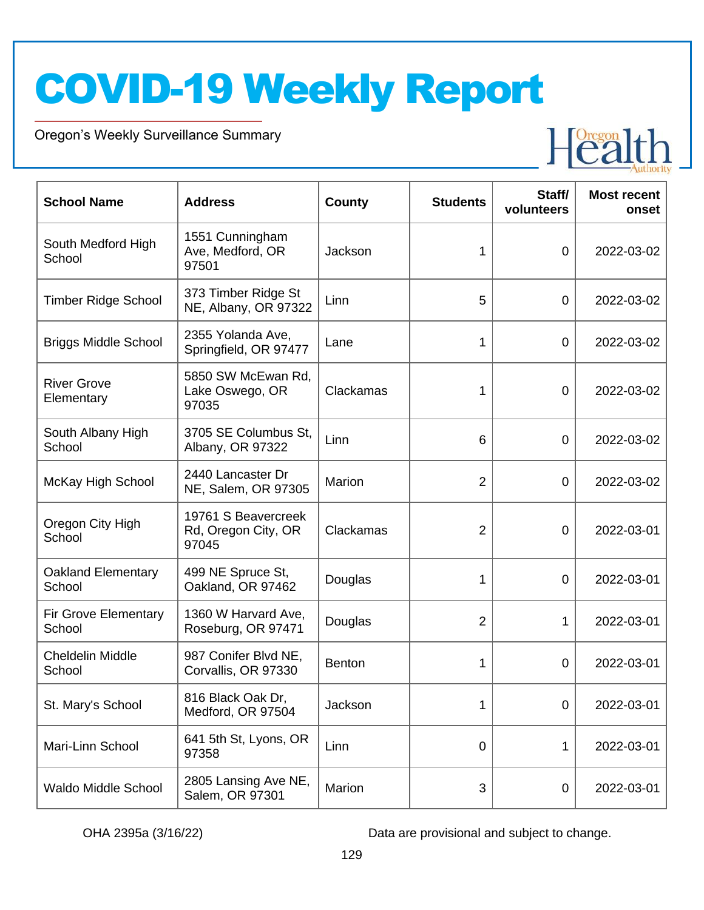# COVID-19 Weekly Report

Oregon's Weekly Surveillance Summary

| School Name | Address | County | Students | Staff/ volunteers | Most recent onset |
|---|---|---|---|---|---|
| South Medford High School | 1551 Cunningham Ave, Medford, OR 97501 | Jackson | 1 | 0 | 2022-03-02 |
| Timber Ridge School | 373 Timber Ridge St NE, Albany, OR 97322 | Linn | 5 | 0 | 2022-03-02 |
| Briggs Middle School | 2355 Yolanda Ave, Springfield, OR 97477 | Lane | 1 | 0 | 2022-03-02 |
| River Grove Elementary | 5850 SW McEwan Rd, Lake Oswego, OR 97035 | Clackamas | 1 | 0 | 2022-03-02 |
| South Albany High School | 3705 SE Columbus St, Albany, OR 97322 | Linn | 6 | 0 | 2022-03-02 |
| McKay High School | 2440 Lancaster Dr NE, Salem, OR 97305 | Marion | 2 | 0 | 2022-03-02 |
| Oregon City High School | 19761 S Beavercreek Rd, Oregon City, OR 97045 | Clackamas | 2 | 0 | 2022-03-01 |
| Oakland Elementary School | 499 NE Spruce St, Oakland, OR 97462 | Douglas | 1 | 0 | 2022-03-01 |
| Fir Grove Elementary School | 1360 W Harvard Ave, Roseburg, OR 97471 | Douglas | 2 | 1 | 2022-03-01 |
| Cheldelin Middle School | 987 Conifer Blvd NE, Corvallis, OR 97330 | Benton | 1 | 0 | 2022-03-01 |
| St. Mary's School | 816 Black Oak Dr, Medford, OR 97504 | Jackson | 1 | 0 | 2022-03-01 |
| Mari-Linn School | 641 5th St, Lyons, OR 97358 | Linn | 0 | 1 | 2022-03-01 |
| Waldo Middle School | 2805 Lansing Ave NE, Salem, OR 97301 | Marion | 3 | 0 | 2022-03-01 |

OHA 2395a (3/16/22)

Data are provisional and subject to change.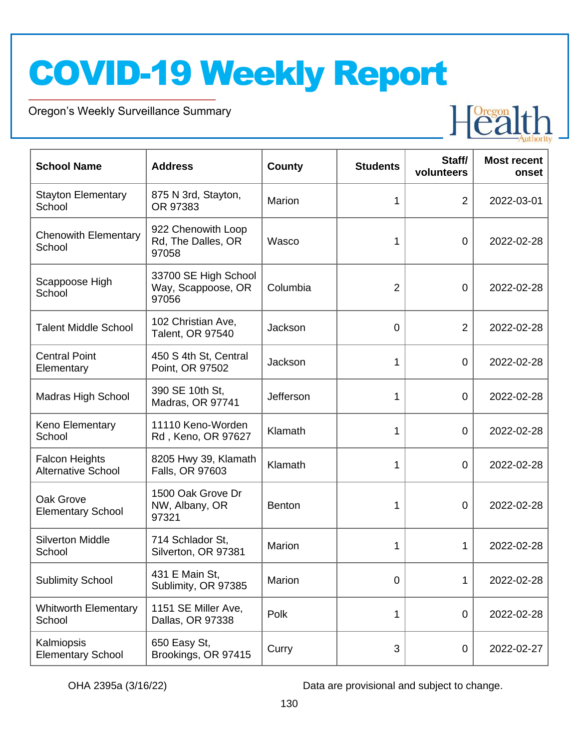# COVID-19 Weekly Report

Oregon's Weekly Surveillance Summary

| School Name | Address | County | Students | Staff/ volunteers | Most recent onset |
|---|---|---|---|---|---|
| Stayton Elementary School | 875 N 3rd, Stayton, OR 97383 | Marion | 1 | 2 | 2022-03-01 |
| Chenowith Elementary School | 922 Chenowith Loop Rd, The Dalles, OR 97058 | Wasco | 1 | 0 | 2022-02-28 |
| Scappoose High School | 33700 SE High School Way, Scappoose, OR 97056 | Columbia | 2 | 0 | 2022-02-28 |
| Talent Middle School | 102 Christian Ave, Talent, OR 97540 | Jackson | 0 | 2 | 2022-02-28 |
| Central Point Elementary | 450 S 4th St, Central Point, OR 97502 | Jackson | 1 | 0 | 2022-02-28 |
| Madras High School | 390 SE 10th St, Madras, OR 97741 | Jefferson | 1 | 0 | 2022-02-28 |
| Keno Elementary School | 11110 Keno-Worden Rd , Keno, OR 97627 | Klamath | 1 | 0 | 2022-02-28 |
| Falcon Heights Alternative School | 8205 Hwy 39, Klamath Falls, OR 97603 | Klamath | 1 | 0 | 2022-02-28 |
| Oak Grove Elementary School | 1500 Oak Grove Dr NW, Albany, OR 97321 | Benton | 1 | 0 | 2022-02-28 |
| Silverton Middle School | 714 Schlador St, Silverton, OR 97381 | Marion | 1 | 1 | 2022-02-28 |
| Sublimity School | 431 E Main St, Sublimity, OR 97385 | Marion | 0 | 1 | 2022-02-28 |
| Whitworth Elementary School | 1151 SE Miller Ave, Dallas, OR 97338 | Polk | 1 | 0 | 2022-02-28 |
| Kalmiopsis Elementary School | 650 Easy St, Brookings, OR 97415 | Curry | 3 | 0 | 2022-02-27 |

OHA 2395a (3/16/22)

Data are provisional and subject to change.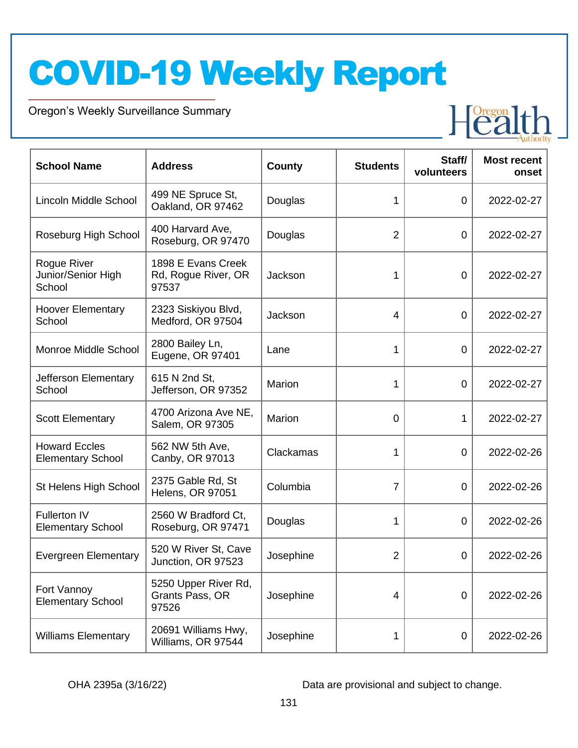# COVID-19 Weekly Report

Oregon's Weekly Surveillance Summary

| School Name | Address | County | Students | Staff/ volunteers | Most recent onset |
|---|---|---|---|---|---|
| Lincoln Middle School | 499 NE Spruce St, Oakland, OR 97462 | Douglas | 1 | 0 | 2022-02-27 |
| Roseburg High School | 400 Harvard Ave, Roseburg, OR 97470 | Douglas | 2 | 0 | 2022-02-27 |
| Rogue River Junior/Senior High School | 1898 E Evans Creek Rd, Rogue River, OR 97537 | Jackson | 1 | 0 | 2022-02-27 |
| Hoover Elementary School | 2323 Siskiyou Blvd, Medford, OR 97504 | Jackson | 4 | 0 | 2022-02-27 |
| Monroe Middle School | 2800 Bailey Ln, Eugene, OR 97401 | Lane | 1 | 0 | 2022-02-27 |
| Jefferson Elementary School | 615 N 2nd St, Jefferson, OR 97352 | Marion | 1 | 0 | 2022-02-27 |
| Scott Elementary | 4700 Arizona Ave NE, Salem, OR 97305 | Marion | 0 | 1 | 2022-02-27 |
| Howard Eccles Elementary School | 562 NW 5th Ave, Canby, OR 97013 | Clackamas | 1 | 0 | 2022-02-26 |
| St Helens High School | 2375 Gable Rd, St Helens, OR 97051 | Columbia | 7 | 0 | 2022-02-26 |
| Fullerton IV Elementary School | 2560 W Bradford Ct, Roseburg, OR 97471 | Douglas | 1 | 0 | 2022-02-26 |
| Evergreen Elementary | 520 W River St, Cave Junction, OR 97523 | Josephine | 2 | 0 | 2022-02-26 |
| Fort Vannoy Elementary School | 5250 Upper River Rd, Grants Pass, OR 97526 | Josephine | 4 | 0 | 2022-02-26 |
| Williams Elementary | 20691 Williams Hwy, Williams, OR 97544 | Josephine | 1 | 0 | 2022-02-26 |

OHA 2395a (3/16/22) Data are provisional and subject to change.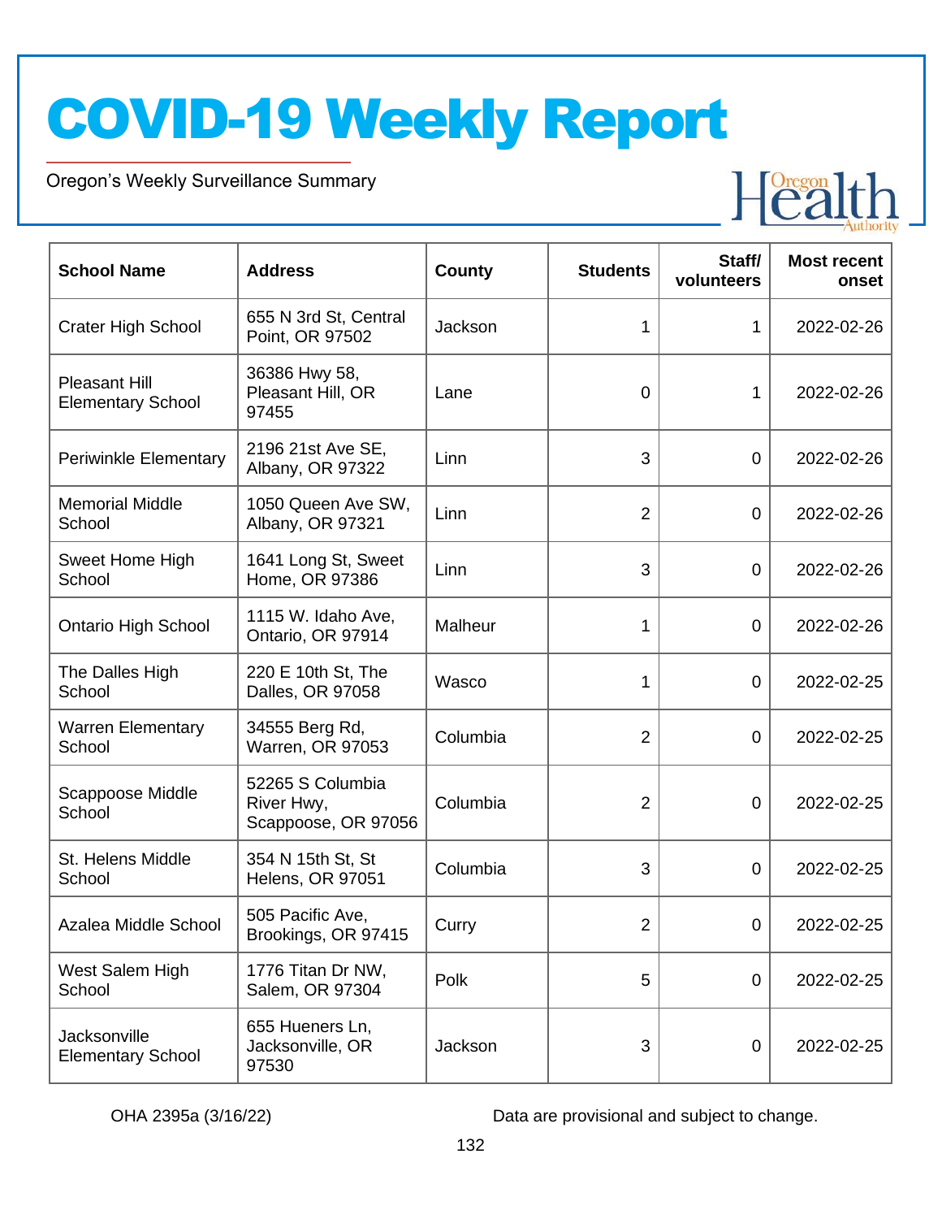# COVID-19 Weekly Report

Oregon's Weekly Surveillance Summary

| School Name | Address | County | Students | Staff/ volunteers | Most recent onset |
|---|---|---|---|---|---|
| Crater High School | 655 N 3rd St, Central Point, OR 97502 | Jackson | 1 | 1 | 2022-02-26 |
| Pleasant Hill Elementary School | 36386 Hwy 58, Pleasant Hill, OR 97455 | Lane | 0 | 1 | 2022-02-26 |
| Periwinkle Elementary | 2196 21st Ave SE, Albany, OR 97322 | Linn | 3 | 0 | 2022-02-26 |
| Memorial Middle School | 1050 Queen Ave SW, Albany, OR 97321 | Linn | 2 | 0 | 2022-02-26 |
| Sweet Home High School | 1641 Long St, Sweet Home, OR 97386 | Linn | 3 | 0 | 2022-02-26 |
| Ontario High School | 1115 W. Idaho Ave, Ontario, OR 97914 | Malheur | 1 | 0 | 2022-02-26 |
| The Dalles High School | 220 E 10th St, The Dalles, OR 97058 | Wasco | 1 | 0 | 2022-02-25 |
| Warren Elementary School | 34555 Berg Rd, Warren, OR 97053 | Columbia | 2 | 0 | 2022-02-25 |
| Scappoose Middle School | 52265 S Columbia River Hwy, Scappoose, OR 97056 | Columbia | 2 | 0 | 2022-02-25 |
| St. Helens Middle School | 354 N 15th St, St Helens, OR 97051 | Columbia | 3 | 0 | 2022-02-25 |
| Azalea Middle School | 505 Pacific Ave, Brookings, OR 97415 | Curry | 2 | 0 | 2022-02-25 |
| West Salem High School | 1776 Titan Dr NW, Salem, OR 97304 | Polk | 5 | 0 | 2022-02-25 |
| Jacksonville Elementary School | 655 Hueners Ln, Jacksonville, OR 97530 | Jackson | 3 | 0 | 2022-02-25 |

OHA 2395a (3/16/22)

Data are provisional and subject to change.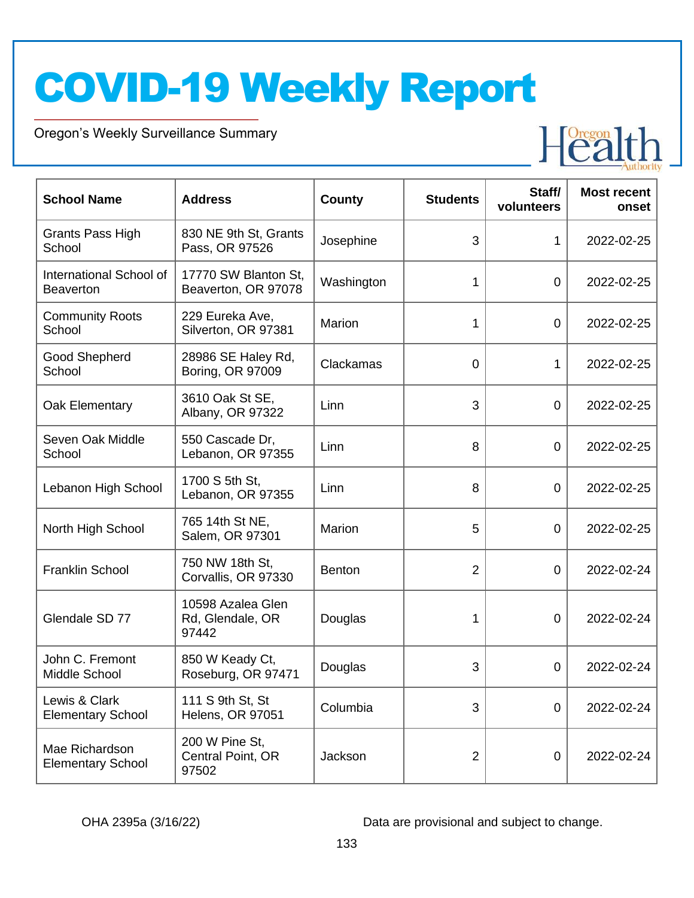| School Name | Address | County | Students | Staff/ volunteers | Most recent onset |
|---|---|---|---|---|---|
| Grants Pass High School | 830 NE 9th St, Grants Pass, OR 97526 | Josephine | 3 | 1 | 2022-02-25 |
| International School of Beaverton | 17770 SW Blanton St, Beaverton, OR 97078 | Washington | 1 | 0 | 2022-02-25 |
| Community Roots School | 229 Eureka Ave, Silverton, OR 97381 | Marion | 1 | 0 | 2022-02-25 |
| Good Shepherd School | 28986 SE Haley Rd, Boring, OR 97009 | Clackamas | 0 | 1 | 2022-02-25 |
| Oak Elementary | 3610 Oak St SE, Albany, OR 97322 | Linn | 3 | 0 | 2022-02-25 |
| Seven Oak Middle School | 550 Cascade Dr, Lebanon, OR 97355 | Linn | 8 | 0 | 2022-02-25 |
| Lebanon High School | 1700 S 5th St, Lebanon, OR 97355 | Linn | 8 | 0 | 2022-02-25 |
| North High School | 765 14th St NE, Salem, OR 97301 | Marion | 5 | 0 | 2022-02-25 |
| Franklin School | 750 NW 18th St, Corvallis, OR 97330 | Benton | 2 | 0 | 2022-02-24 |
| Glendale SD 77 | 10598 Azalea Glen Rd, Glendale, OR 97442 | Douglas | 1 | 0 | 2022-02-24 |
| John C. Fremont Middle School | 850 W Keady Ct, Roseburg, OR 97471 | Douglas | 3 | 0 | 2022-02-24 |
| Lewis & Clark Elementary School | 111 S 9th St, St Helens, OR 97051 | Columbia | 3 | 0 | 2022-02-24 |
| Mae Richardson Elementary School | 200 W Pine St, Central Point, OR 97502 | Jackson | 2 | 0 | 2022-02-24 |

OHA 2395a (3/16/22)

Data are provisional and subject to change.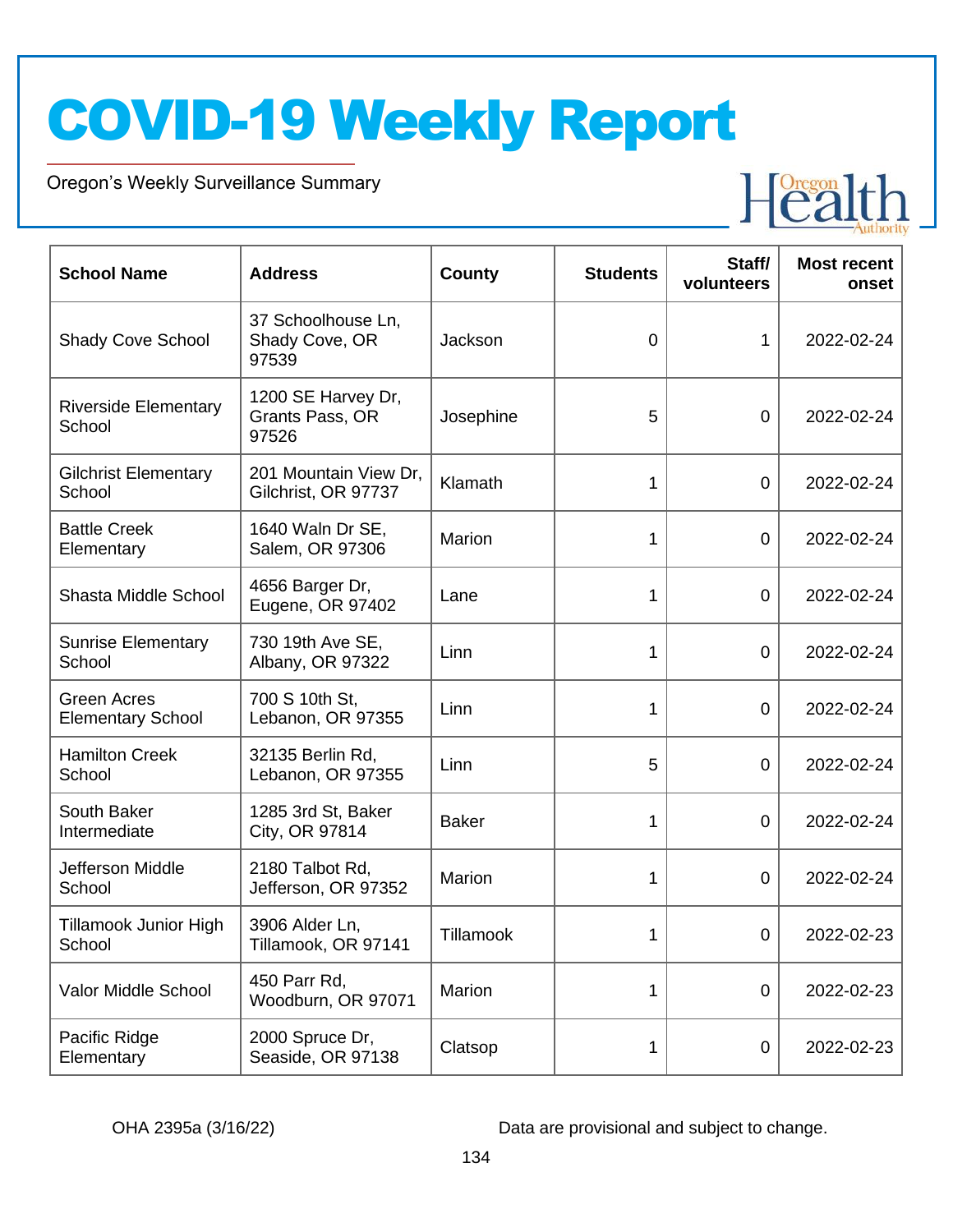| School Name | Address | County | Students | Staff/ volunteers | Most recent onset |
|---|---|---|---|---|---|
| Shady Cove School | 37 Schoolhouse Ln, Shady Cove, OR 97539 | Jackson | 0 | 1 | 2022-02-24 |
| Riverside Elementary School | 1200 SE Harvey Dr, Grants Pass, OR 97526 | Josephine | 5 | 0 | 2022-02-24 |
| Gilchrist Elementary School | 201 Mountain View Dr, Gilchrist, OR 97737 | Klamath | 1 | 0 | 2022-02-24 |
| Battle Creek Elementary | 1640 Waln Dr SE, Salem, OR 97306 | Marion | 1 | 0 | 2022-02-24 |
| Shasta Middle School | 4656 Barger Dr, Eugene, OR 97402 | Lane | 1 | 0 | 2022-02-24 |
| Sunrise Elementary School | 730 19th Ave SE, Albany, OR 97322 | Linn | 1 | 0 | 2022-02-24 |
| Green Acres Elementary School | 700 S 10th St, Lebanon, OR 97355 | Linn | 1 | 0 | 2022-02-24 |
| Hamilton Creek School | 32135 Berlin Rd, Lebanon, OR 97355 | Linn | 5 | 0 | 2022-02-24 |
| South Baker Intermediate | 1285 3rd St, Baker City, OR 97814 | Baker | 1 | 0 | 2022-02-24 |
| Jefferson Middle School | 2180 Talbot Rd, Jefferson, OR 97352 | Marion | 1 | 0 | 2022-02-24 |
| Tillamook Junior High School | 3906 Alder Ln, Tillamook, OR 97141 | Tillamook | 1 | 0 | 2022-02-23 |
| Valor Middle School | 450 Parr Rd, Woodburn, OR 97071 | Marion | 1 | 0 | 2022-02-23 |
| Pacific Ridge Elementary | 2000 Spruce Dr, Seaside, OR 97138 | Clatsop | 1 | 0 | 2022-02-23 |

OHA 2395a (3/16/22)

Data are provisional and subject to change.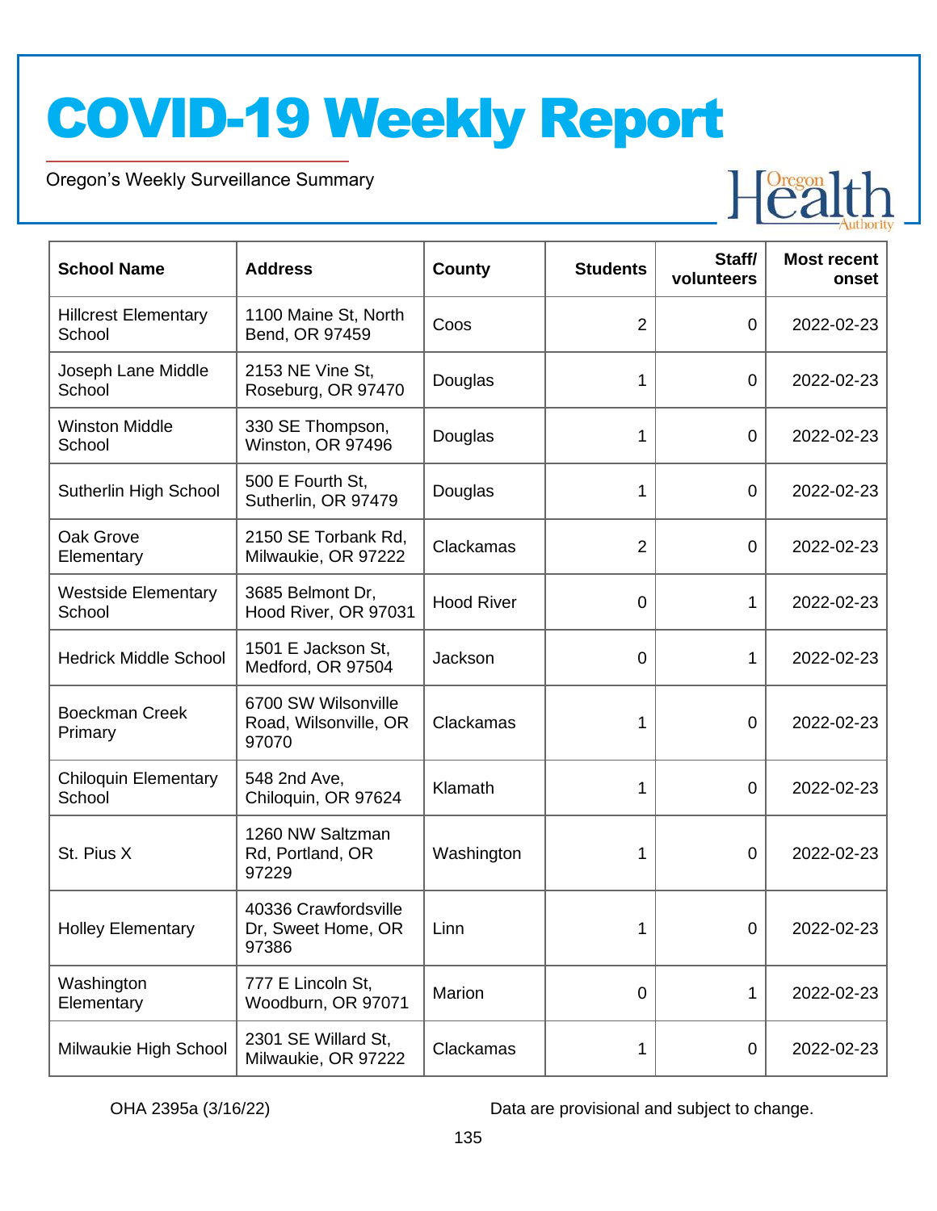# COVID-19 Weekly Report

Oregon's Weekly Surveillance Summary

| School Name | Address | County | Students | Staff/ volunteers | Most recent onset |
|---|---|---|---|---|---|
| Hillcrest Elementary School | 1100 Maine St, North Bend, OR 97459 | Coos | 2 | 0 | 2022-02-23 |
| Joseph Lane Middle School | 2153 NE Vine St, Roseburg, OR 97470 | Douglas | 1 | 0 | 2022-02-23 |
| Winston Middle School | 330 SE Thompson, Winston, OR 97496 | Douglas | 1 | 0 | 2022-02-23 |
| Sutherlin High School | 500 E Fourth St, Sutherlin, OR 97479 | Douglas | 1 | 0 | 2022-02-23 |
| Oak Grove Elementary | 2150 SE Torbank Rd, Milwaukie, OR 97222 | Clackamas | 2 | 0 | 2022-02-23 |
| Westside Elementary School | 3685 Belmont Dr, Hood River, OR 97031 | Hood River | 0 | 1 | 2022-02-23 |
| Hedrick Middle School | 1501 E Jackson St, Medford, OR 97504 | Jackson | 0 | 1 | 2022-02-23 |
| Boeckman Creek Primary | 6700 SW Wilsonville Road, Wilsonville, OR 97070 | Clackamas | 1 | 0 | 2022-02-23 |
| Chiloquin Elementary School | 548 2nd Ave, Chiloquin, OR 97624 | Klamath | 1 | 0 | 2022-02-23 |
| St. Pius X | 1260 NW Saltzman Rd, Portland, OR 97229 | Washington | 1 | 0 | 2022-02-23 |
| Holley Elementary | 40336 Crawfordsville Dr, Sweet Home, OR 97386 | Linn | 1 | 0 | 2022-02-23 |
| Washington Elementary | 777 E Lincoln St, Woodburn, OR 97071 | Marion | 0 | 1 | 2022-02-23 |
| Milwaukie High School | 2301 SE Willard St, Milwaukie, OR 97222 | Clackamas | 1 | 0 | 2022-02-23 |

OHA 2395a (3/16/22)

Data are provisional and subject to change.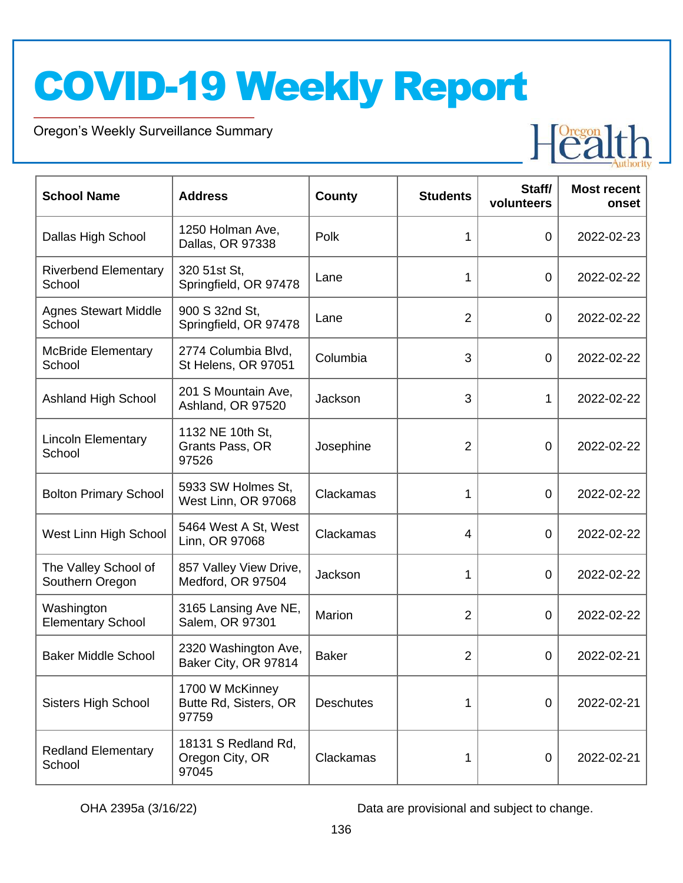# COVID-19 Weekly Report

Oregon's Weekly Surveillance Summary

| School Name | Address | County | Students | Staff/ volunteers | Most recent onset |
|---|---|---|---|---|---|
| Dallas High School | 1250 Holman Ave, Dallas, OR 97338 | Polk | 1 | 0 | 2022-02-23 |
| Riverbend Elementary School | 320 51st St, Springfield, OR 97478 | Lane | 1 | 0 | 2022-02-22 |
| Agnes Stewart Middle School | 900 S 32nd St, Springfield, OR 97478 | Lane | 2 | 0 | 2022-02-22 |
| McBride Elementary School | 2774 Columbia Blvd, St Helens, OR 97051 | Columbia | 3 | 0 | 2022-02-22 |
| Ashland High School | 201 S Mountain Ave, Ashland, OR 97520 | Jackson | 3 | 1 | 2022-02-22 |
| Lincoln Elementary School | 1132 NE 10th St, Grants Pass, OR 97526 | Josephine | 2 | 0 | 2022-02-22 |
| Bolton Primary School | 5933 SW Holmes St, West Linn, OR 97068 | Clackamas | 1 | 0 | 2022-02-22 |
| West Linn High School | 5464 West A St, West Linn, OR 97068 | Clackamas | 4 | 0 | 2022-02-22 |
| The Valley School of Southern Oregon | 857 Valley View Drive, Medford, OR 97504 | Jackson | 1 | 0 | 2022-02-22 |
| Washington Elementary School | 3165 Lansing Ave NE, Salem, OR 97301 | Marion | 2 | 0 | 2022-02-22 |
| Baker Middle School | 2320 Washington Ave, Baker City, OR 97814 | Baker | 2 | 0 | 2022-02-21 |
| Sisters High School | 1700 W McKinney Butte Rd, Sisters, OR 97759 | Deschutes | 1 | 0 | 2022-02-21 |
| Redland Elementary School | 18131 S Redland Rd, Oregon City, OR 97045 | Clackamas | 1 | 0 | 2022-02-21 |

OHA 2395a (3/16/22)

Data are provisional and subject to change.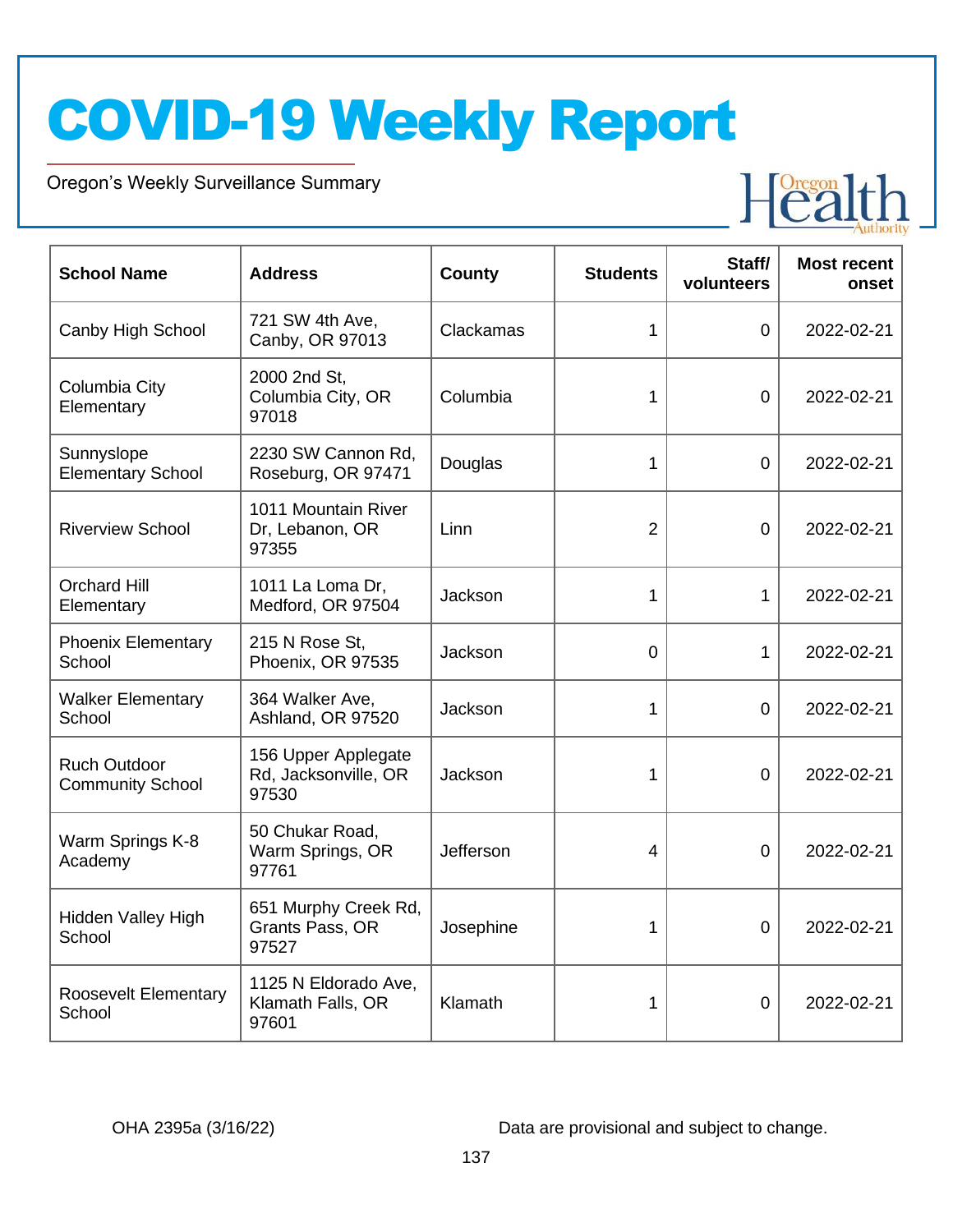# COVID-19 Weekly Report

Oregon's Weekly Surveillance Summary

| School Name | Address | County | Students | Staff/ volunteers | Most recent onset |
|---|---|---|---|---|---|
| Canby High School | 721 SW 4th Ave, Canby, OR 97013 | Clackamas | 1 | 0 | 2022-02-21 |
| Columbia City Elementary | 2000 2nd St, Columbia City, OR 97018 | Columbia | 1 | 0 | 2022-02-21 |
| Sunnyslope Elementary School | 2230 SW Cannon Rd, Roseburg, OR 97471 | Douglas | 1 | 0 | 2022-02-21 |
| Riverview School | 1011 Mountain River Dr, Lebanon, OR 97355 | Linn | 2 | 0 | 2022-02-21 |
| Orchard Hill Elementary | 1011 La Loma Dr, Medford, OR 97504 | Jackson | 1 | 1 | 2022-02-21 |
| Phoenix Elementary School | 215 N Rose St, Phoenix, OR 97535 | Jackson | 0 | 1 | 2022-02-21 |
| Walker Elementary School | 364 Walker Ave, Ashland, OR 97520 | Jackson | 1 | 0 | 2022-02-21 |
| Ruch Outdoor Community School | 156 Upper Applegate Rd, Jacksonville, OR 97530 | Jackson | 1 | 0 | 2022-02-21 |
| Warm Springs K-8 Academy | 50 Chukar Road, Warm Springs, OR 97761 | Jefferson | 4 | 0 | 2022-02-21 |
| Hidden Valley High School | 651 Murphy Creek Rd, Grants Pass, OR 97527 | Josephine | 1 | 0 | 2022-02-21 |
| Roosevelt Elementary School | 1125 N Eldorado Ave, Klamath Falls, OR 97601 | Klamath | 1 | 0 | 2022-02-21 |

OHA 2395a (3/16/22)

Data are provisional and subject to change.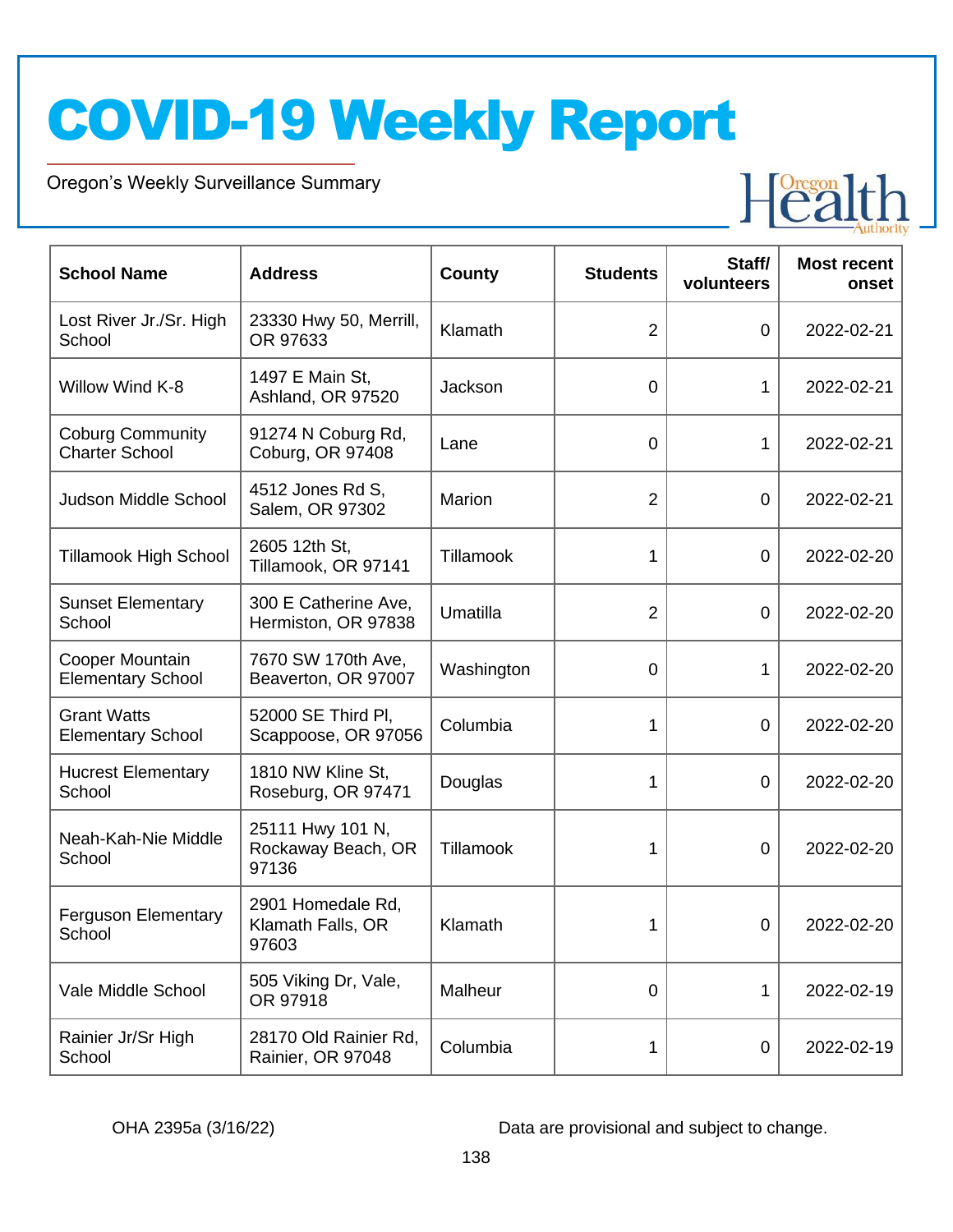# COVID-19 Weekly Report

Oregon's Weekly Surveillance Summary

| School Name | Address | County | Students | Staff/ volunteers | Most recent onset |
|---|---|---|---|---|---|
| Lost River Jr./Sr. High School | 23330 Hwy 50, Merrill, OR 97633 | Klamath | 2 | 0 | 2022-02-21 |
| Willow Wind K-8 | 1497 E Main St, Ashland, OR 97520 | Jackson | 0 | 1 | 2022-02-21 |
| Coburg Community Charter School | 91274 N Coburg Rd, Coburg, OR 97408 | Lane | 0 | 1 | 2022-02-21 |
| Judson Middle School | 4512 Jones Rd S, Salem, OR 97302 | Marion | 2 | 0 | 2022-02-21 |
| Tillamook High School | 2605 12th St, Tillamook, OR 97141 | Tillamook | 1 | 0 | 2022-02-20 |
| Sunset Elementary School | 300 E Catherine Ave, Hermiston, OR 97838 | Umatilla | 2 | 0 | 2022-02-20 |
| Cooper Mountain Elementary School | 7670 SW 170th Ave, Beaverton, OR 97007 | Washington | 0 | 1 | 2022-02-20 |
| Grant Watts Elementary School | 52000 SE Third Pl, Scappoose, OR 97056 | Columbia | 1 | 0 | 2022-02-20 |
| Hucrest Elementary School | 1810 NW Kline St, Roseburg, OR 97471 | Douglas | 1 | 0 | 2022-02-20 |
| Neah-Kah-Nie Middle School | 25111 Hwy 101 N, Rockaway Beach, OR 97136 | Tillamook | 1 | 0 | 2022-02-20 |
| Ferguson Elementary School | 2901 Homedale Rd, Klamath Falls, OR 97603 | Klamath | 1 | 0 | 2022-02-20 |
| Vale Middle School | 505 Viking Dr, Vale, OR 97918 | Malheur | 0 | 1 | 2022-02-19 |
| Rainier Jr/Sr High School | 28170 Old Rainier Rd, Rainier, OR 97048 | Columbia | 1 | 0 | 2022-02-19 |

OHA 2395a (3/16/22)

Data are provisional and subject to change.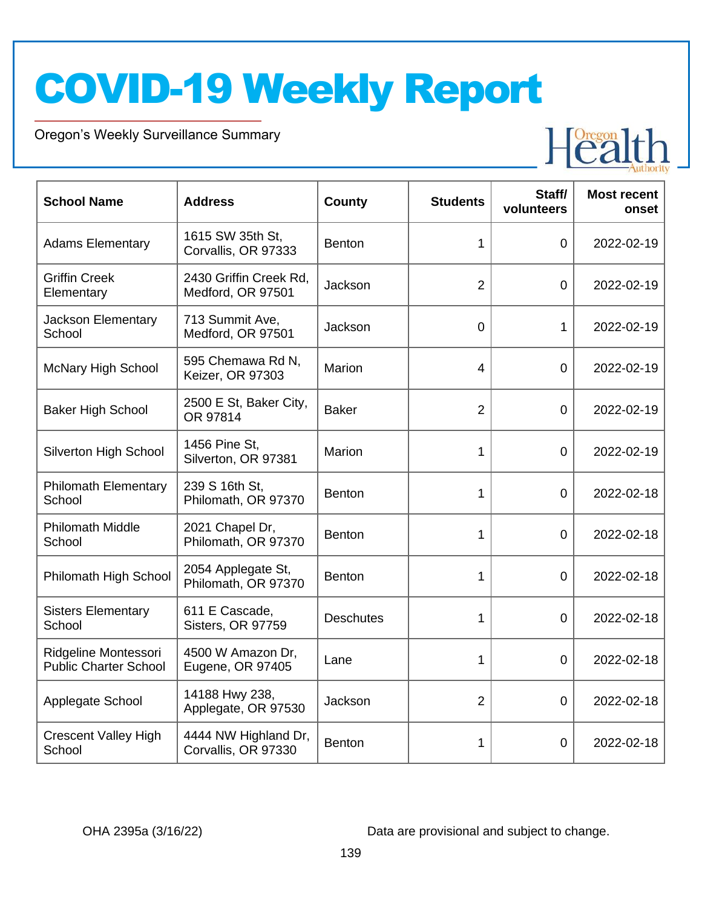# COVID-19 Weekly Report

Oregon's Weekly Surveillance Summary

| School Name | Address | County | Students | Staff/ volunteers | Most recent onset |
|---|---|---|---|---|---|
| Adams Elementary | 1615 SW 35th St, Corvallis, OR 97333 | Benton | 1 | 0 | 2022-02-19 |
| Griffin Creek Elementary | 2430 Griffin Creek Rd, Medford, OR 97501 | Jackson | 2 | 0 | 2022-02-19 |
| Jackson Elementary School | 713 Summit Ave, Medford, OR 97501 | Jackson | 0 | 1 | 2022-02-19 |
| McNary High School | 595 Chemawa Rd N, Keizer, OR 97303 | Marion | 4 | 0 | 2022-02-19 |
| Baker High School | 2500 E St, Baker City, OR 97814 | Baker | 2 | 0 | 2022-02-19 |
| Silverton High School | 1456 Pine St, Silverton, OR 97381 | Marion | 1 | 0 | 2022-02-19 |
| Philomath Elementary School | 239 S 16th St, Philomath, OR 97370 | Benton | 1 | 0 | 2022-02-18 |
| Philomath Middle School | 2021 Chapel Dr, Philomath, OR 97370 | Benton | 1 | 0 | 2022-02-18 |
| Philomath High School | 2054 Applegate St, Philomath, OR 97370 | Benton | 1 | 0 | 2022-02-18 |
| Sisters Elementary School | 611 E Cascade, Sisters, OR 97759 | Deschutes | 1 | 0 | 2022-02-18 |
| Ridgeline Montessori Public Charter School | 4500 W Amazon Dr, Eugene, OR 97405 | Lane | 1 | 0 | 2022-02-18 |
| Applegate School | 14188 Hwy 238, Applegate, OR 97530 | Jackson | 2 | 0 | 2022-02-18 |
| Crescent Valley High School | 4444 NW Highland Dr, Corvallis, OR 97330 | Benton | 1 | 0 | 2022-02-18 |

OHA 2395a (3/16/22)

Data are provisional and subject to change.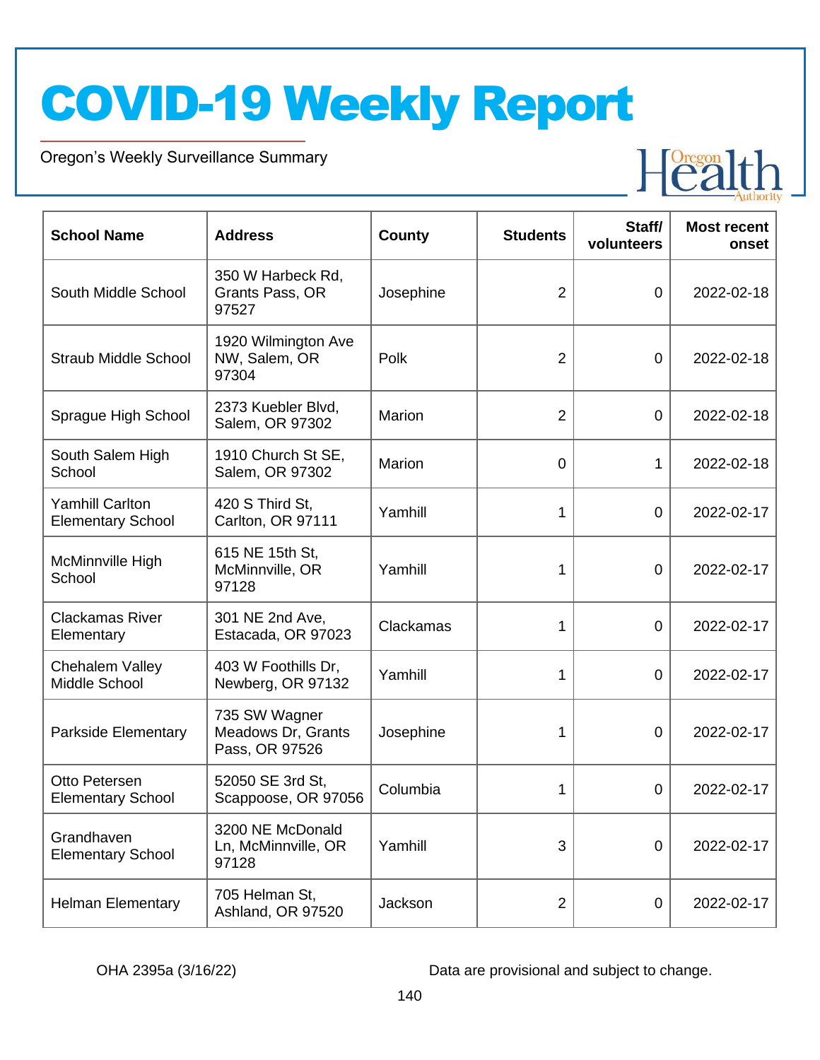# COVID-19 Weekly Report

Oregon's Weekly Surveillance Summary

| School Name | Address | County | Students | Staff/ volunteers | Most recent onset |
|---|---|---|---|---|---|
| South Middle School | 350 W Harbeck Rd, Grants Pass, OR 97527 | Josephine | 2 | 0 | 2022-02-18 |
| Straub Middle School | 1920 Wilmington Ave NW, Salem, OR 97304 | Polk | 2 | 0 | 2022-02-18 |
| Sprague High School | 2373 Kuebler Blvd, Salem, OR 97302 | Marion | 2 | 0 | 2022-02-18 |
| South Salem High School | 1910 Church St SE, Salem, OR 97302 | Marion | 0 | 1 | 2022-02-18 |
| Yamhill Carlton Elementary School | 420 S Third St, Carlton, OR 97111 | Yamhill | 1 | 0 | 2022-02-17 |
| McMinnville High School | 615 NE 15th St, McMinnville, OR 97128 | Yamhill | 1 | 0 | 2022-02-17 |
| Clackamas River Elementary | 301 NE 2nd Ave, Estacada, OR 97023 | Clackamas | 1 | 0 | 2022-02-17 |
| Chehalem Valley Middle School | 403 W Foothills Dr, Newberg, OR 97132 | Yamhill | 1 | 0 | 2022-02-17 |
| Parkside Elementary | 735 SW Wagner Meadows Dr, Grants Pass, OR 97526 | Josephine | 1 | 0 | 2022-02-17 |
| Otto Petersen Elementary School | 52050 SE 3rd St, Scappoose, OR 97056 | Columbia | 1 | 0 | 2022-02-17 |
| Grandhaven Elementary School | 3200 NE McDonald Ln, McMinnville, OR 97128 | Yamhill | 3 | 0 | 2022-02-17 |
| Helman Elementary | 705 Helman St, Ashland, OR 97520 | Jackson | 2 | 0 | 2022-02-17 |

OHA 2395a (3/16/22)

Data are provisional and subject to change.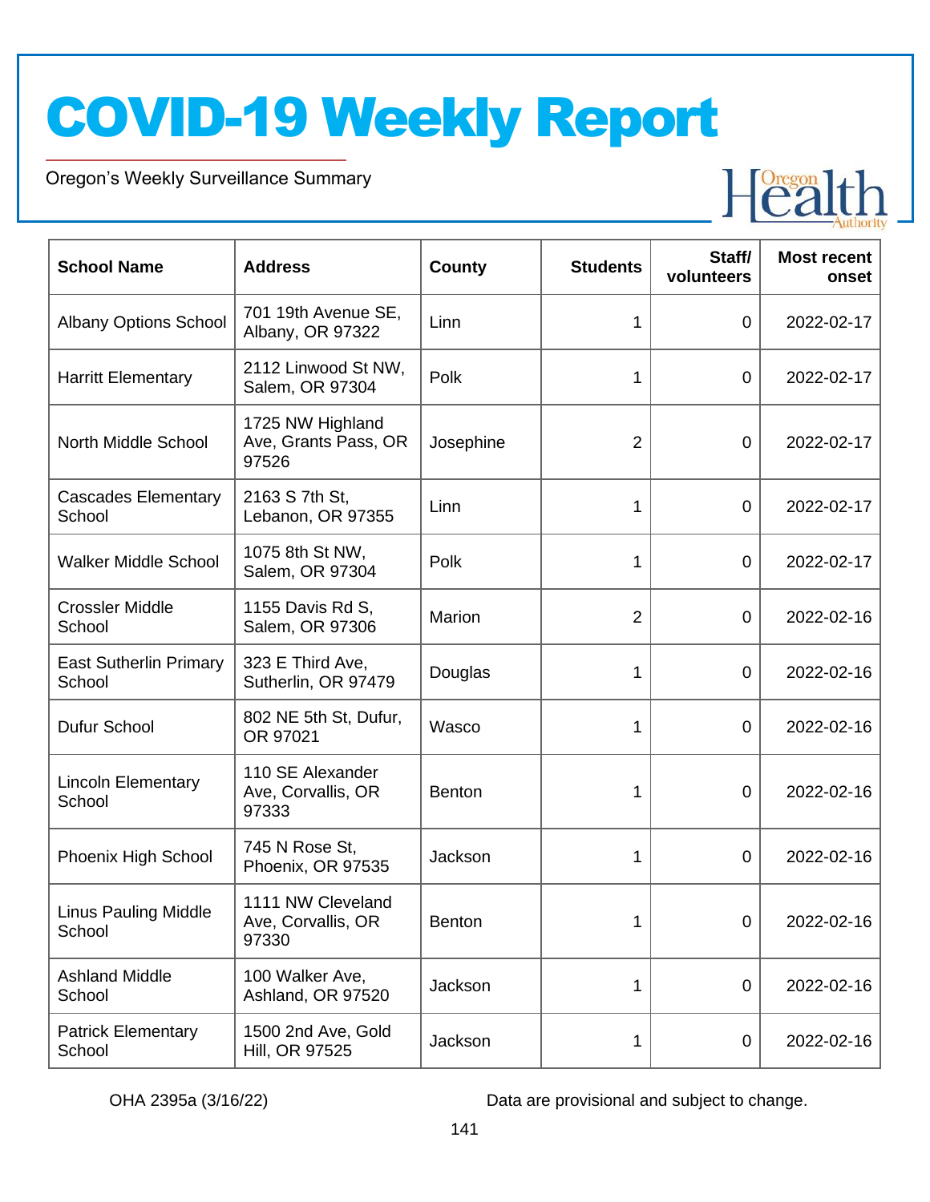# COVID-19 Weekly Report

Oregon's Weekly Surveillance Summary

| School Name | Address | County | Students | Staff/ volunteers | Most recent onset |
|---|---|---|---|---|---|
| Albany Options School | 701 19th Avenue SE, Albany, OR 97322 | Linn | 1 | 0 | 2022-02-17 |
| Harritt Elementary | 2112 Linwood St NW, Salem, OR 97304 | Polk | 1 | 0 | 2022-02-17 |
| North Middle School | 1725 NW Highland Ave, Grants Pass, OR 97526 | Josephine | 2 | 0 | 2022-02-17 |
| Cascades Elementary School | 2163 S 7th St, Lebanon, OR 97355 | Linn | 1 | 0 | 2022-02-17 |
| Walker Middle School | 1075 8th St NW, Salem, OR 97304 | Polk | 1 | 0 | 2022-02-17 |
| Crossler Middle School | 1155 Davis Rd S, Salem, OR 97306 | Marion | 2 | 0 | 2022-02-16 |
| East Sutherlin Primary School | 323 E Third Ave, Sutherlin, OR 97479 | Douglas | 1 | 0 | 2022-02-16 |
| Dufur School | 802 NE 5th St, Dufur, OR 97021 | Wasco | 1 | 0 | 2022-02-16 |
| Lincoln Elementary School | 110 SE Alexander Ave, Corvallis, OR 97333 | Benton | 1 | 0 | 2022-02-16 |
| Phoenix High School | 745 N Rose St, Phoenix, OR 97535 | Jackson | 1 | 0 | 2022-02-16 |
| Linus Pauling Middle School | 1111 NW Cleveland Ave, Corvallis, OR 97330 | Benton | 1 | 0 | 2022-02-16 |
| Ashland Middle School | 100 Walker Ave, Ashland, OR 97520 | Jackson | 1 | 0 | 2022-02-16 |
| Patrick Elementary School | 1500 2nd Ave, Gold Hill, OR 97525 | Jackson | 1 | 0 | 2022-02-16 |

OHA 2395a (3/16/22)

Data are provisional and subject to change.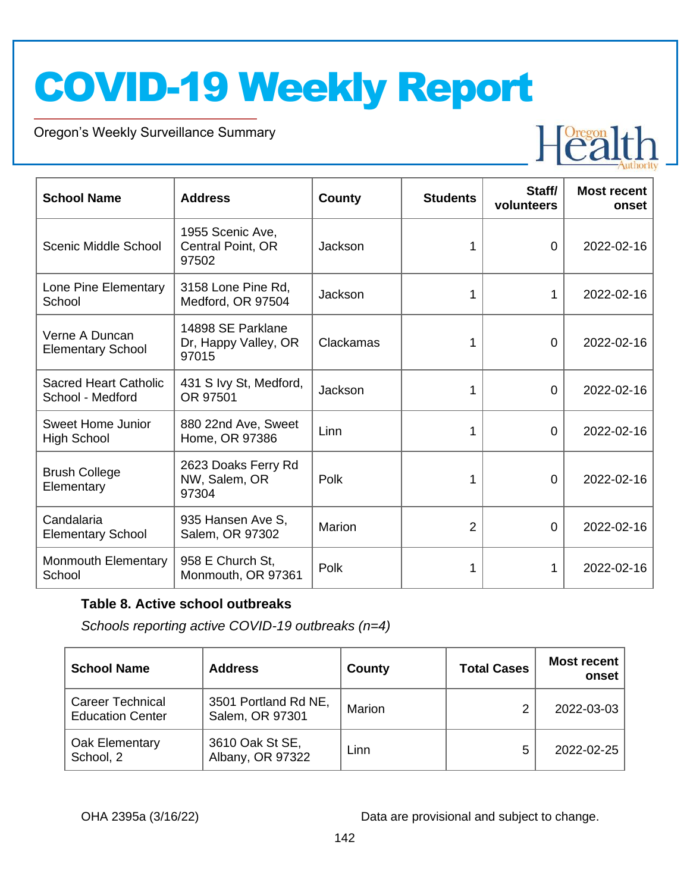| School Name | Address | County | Students | Staff/ volunteers | Most recent onset |
|---|---|---|---|---|---|
| Scenic Middle School | 1955 Scenic Ave, Central Point, OR 97502 | Jackson | 1 | 0 | 2022-02-16 |
| Lone Pine Elementary School | 3158 Lone Pine Rd, Medford, OR 97504 | Jackson | 1 | 1 | 2022-02-16 |
| Verne A Duncan Elementary School | 14898 SE Parklane Dr, Happy Valley, OR 97015 | Clackamas | 1 | 0 | 2022-02-16 |
| Sacred Heart Catholic School - Medford | 431 S Ivy St, Medford, OR 97501 | Jackson | 1 | 0 | 2022-02-16 |
| Sweet Home Junior High School | 880 22nd Ave, Sweet Home, OR 97386 | Linn | 1 | 0 | 2022-02-16 |
| Brush College Elementary | 2623 Doaks Ferry Rd NW, Salem, OR 97304 | Polk | 1 | 0 | 2022-02-16 |
| Candalaria Elementary School | 935 Hansen Ave S, Salem, OR 97302 | Marion | 2 | 0 | 2022-02-16 |
| Monmouth Elementary School | 958 E Church St, Monmouth, OR 97361 | Polk | 1 | 1 | 2022-02-16 |

**Table 8. Active school outbreaks**

*Schools reporting active COVID-19 outbreaks (n=4)*

| School Name | Address | County | Total Cases | Most recent onset |
|---|---|---|---|---|
| Career Technical Education Center | 3501 Portland Rd NE, Salem, OR 97301 | Marion | 2 | 2022-03-03 |
| Oak Elementary School, 2 | 3610 Oak St SE, Albany, OR 97322 | Linn | 5 | 2022-02-25 |

OHA 2395a (3/16/22) Data are provisional and subject to change.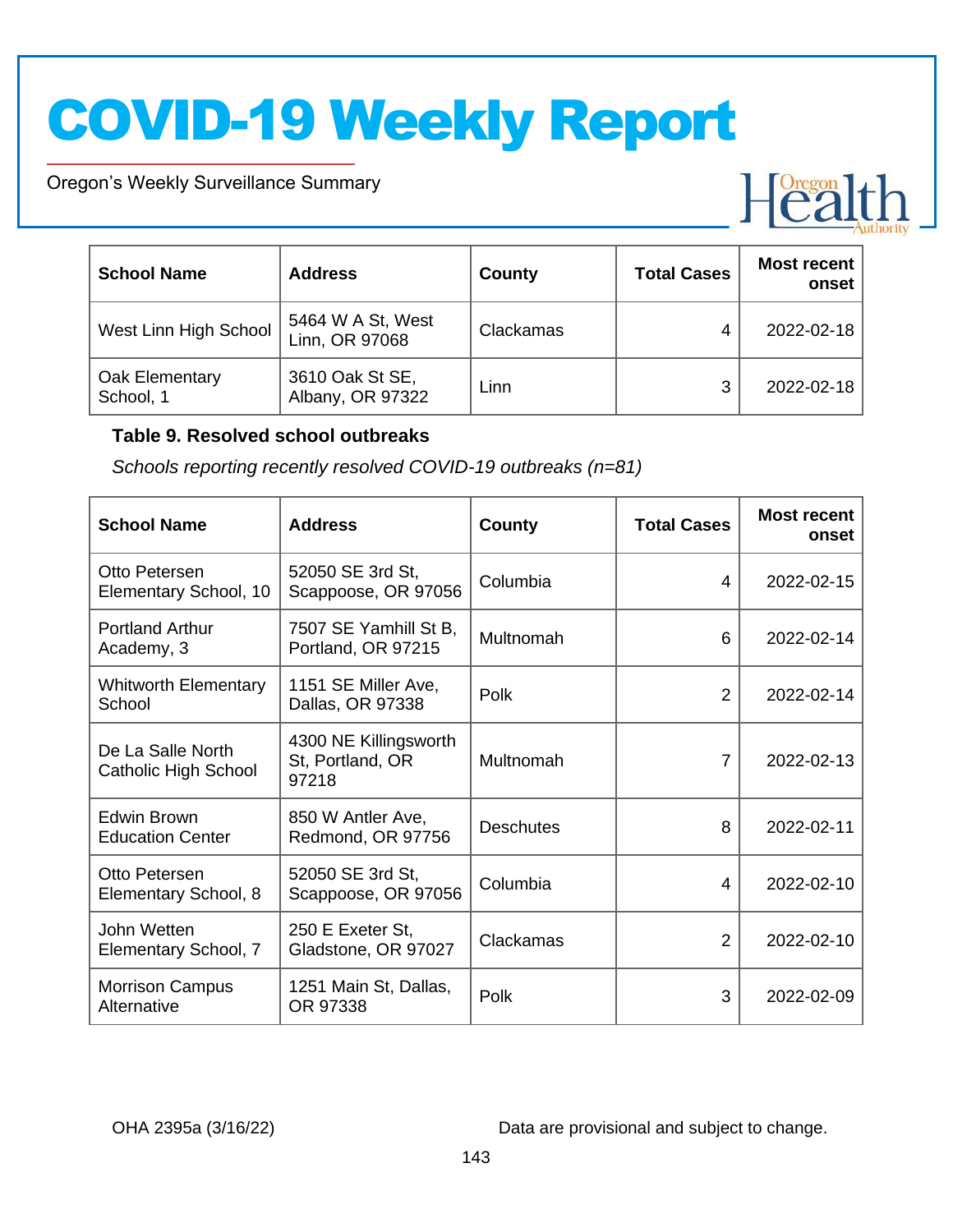| School Name | Address | County | Total Cases | Most recent onset |
|---|---|---|---|---|
| West Linn High School | 5464 W A St, West Linn, OR 97068 | Clackamas | 4 | 2022-02-18 |
| Oak Elementary School, 1 | 3610 Oak St SE, Albany, OR 97322 | Linn | 3 | 2022-02-18 |

**Table 9. Resolved school outbreaks**

*Schools reporting recently resolved COVID-19 outbreaks (n=81)*

| School Name | Address | County | Total Cases | Most recent onset |
|---|---|---|---|---|
| Otto Petersen Elementary School, 10 | 52050 SE 3rd St, Scappoose, OR 97056 | Columbia | 4 | 2022-02-15 |
| Portland Arthur Academy, 3 | 7507 SE Yamhill St B, Portland, OR 97215 | Multnomah | 6 | 2022-02-14 |
| Whitworth Elementary School | 1151 SE Miller Ave, Dallas, OR 97338 | Polk | 2 | 2022-02-14 |
| De La Salle North Catholic High School | 4300 NE Killingsworth St, Portland, OR 97218 | Multnomah | 7 | 2022-02-13 |
| Edwin Brown Education Center | 850 W Antler Ave, Redmond, OR 97756 | Deschutes | 8 | 2022-02-11 |
| Otto Petersen Elementary School, 8 | 52050 SE 3rd St, Scappoose, OR 97056 | Columbia | 4 | 2022-02-10 |
| John Wetten Elementary School, 7 | 250 E Exeter St, Gladstone, OR 97027 | Clackamas | 2 | 2022-02-10 |
| Morrison Campus Alternative | 1251 Main St, Dallas, OR 97338 | Polk | 3 | 2022-02-09 |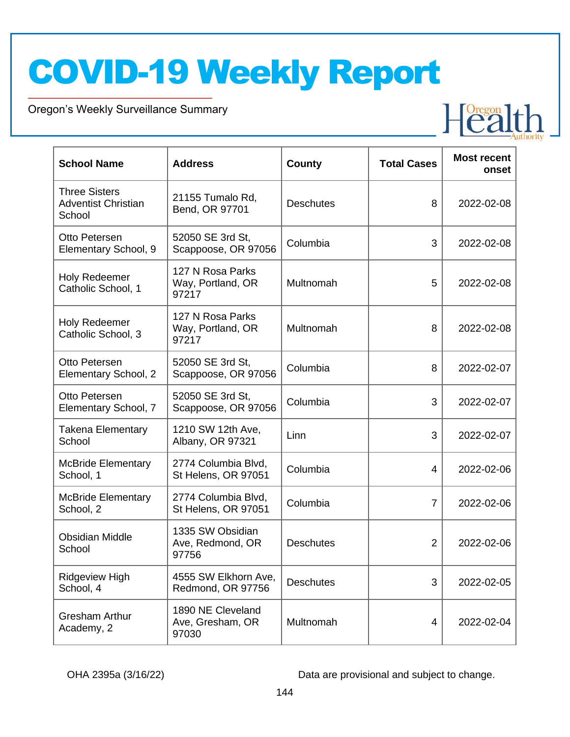| School Name | Address | County | Total Cases | Most recent onset |
|---|---|---|---|---|
| Three Sisters Adventist Christian School | 21155 Tumalo Rd, Bend, OR 97701 | Deschutes | 8 | 2022-02-08 |
| Otto Petersen Elementary School, 9 | 52050 SE 3rd St, Scappoose, OR 97056 | Columbia | 3 | 2022-02-08 |
| Holy Redeemer Catholic School, 1 | 127 N Rosa Parks Way, Portland, OR 97217 | Multnomah | 5 | 2022-02-08 |
| Holy Redeemer Catholic School, 3 | 127 N Rosa Parks Way, Portland, OR 97217 | Multnomah | 8 | 2022-02-08 |
| Otto Petersen Elementary School, 2 | 52050 SE 3rd St, Scappoose, OR 97056 | Columbia | 8 | 2022-02-07 |
| Otto Petersen Elementary School, 7 | 52050 SE 3rd St, Scappoose, OR 97056 | Columbia | 3 | 2022-02-07 |
| Takena Elementary School | 1210 SW 12th Ave, Albany, OR 97321 | Linn | 3 | 2022-02-07 |
| McBride Elementary School, 1 | 2774 Columbia Blvd, St Helens, OR 97051 | Columbia | 4 | 2022-02-06 |
| McBride Elementary School, 2 | 2774 Columbia Blvd, St Helens, OR 97051 | Columbia | 7 | 2022-02-06 |
| Obsidian Middle School | 1335 SW Obsidian Ave, Redmond, OR 97756 | Deschutes | 2 | 2022-02-06 |
| Ridgeview High School, 4 | 4555 SW Elkhorn Ave, Redmond, OR 97756 | Deschutes | 3 | 2022-02-05 |
| Gresham Arthur Academy, 2 | 1890 NE Cleveland Ave, Gresham, OR 97030 | Multnomah | 4 | 2022-02-04 |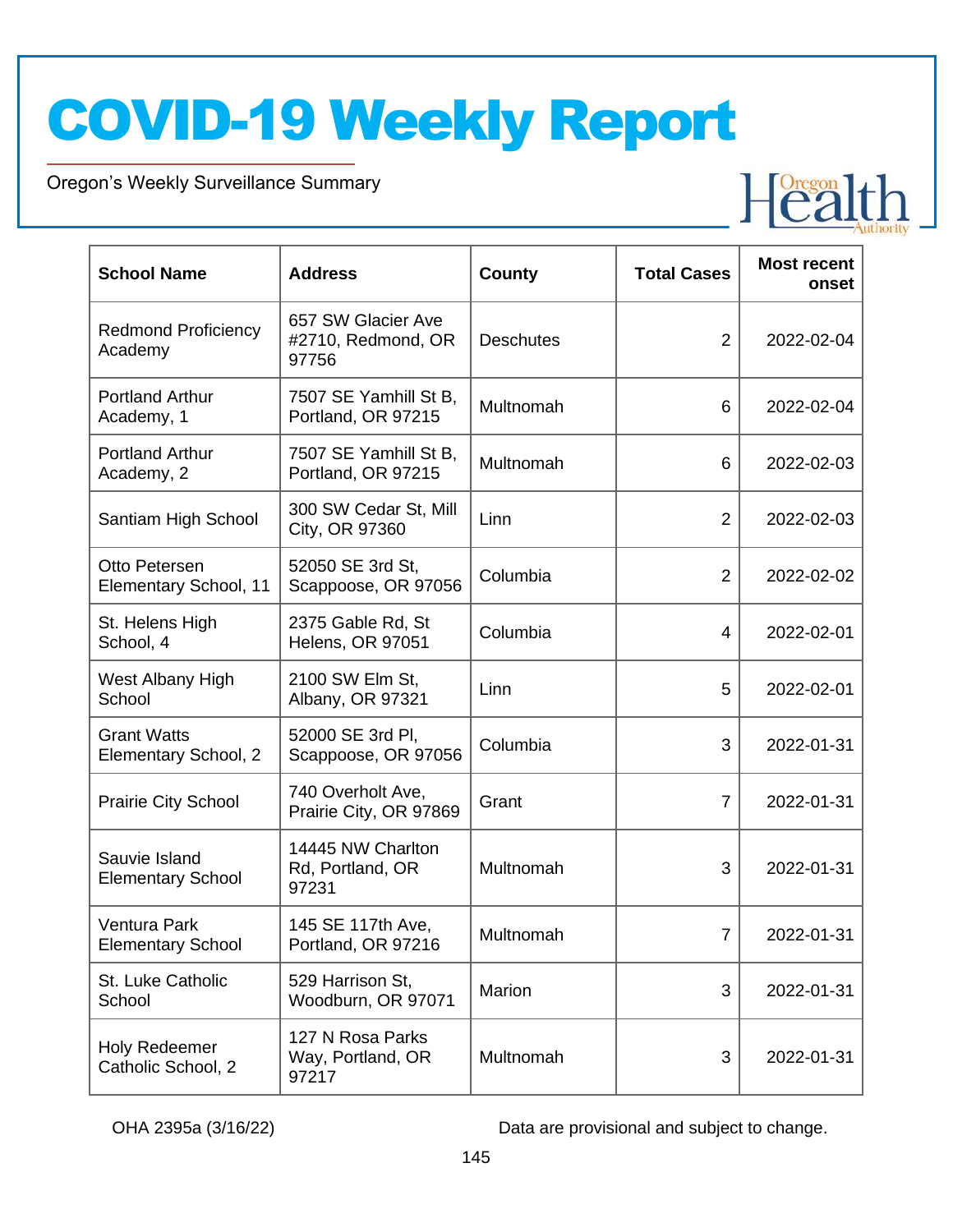| School Name | Address | County | Total Cases | Most recent onset |
| --- | --- | --- | --- | --- |
| Redmond Proficiency Academy | 657 SW Glacier Ave #2710, Redmond, OR 97756 | Deschutes | 2 | 2022-02-04 |
| Portland Arthur Academy, 1 | 7507 SE Yamhill St B, Portland, OR 97215 | Multnomah | 6 | 2022-02-04 |
| Portland Arthur Academy, 2 | 7507 SE Yamhill St B, Portland, OR 97215 | Multnomah | 6 | 2022-02-03 |
| Santiam High School | 300 SW Cedar St, Mill City, OR 97360 | Linn | 2 | 2022-02-03 |
| Otto Petersen Elementary School, 11 | 52050 SE 3rd St, Scappoose, OR 97056 | Columbia | 2 | 2022-02-02 |
| St. Helens High School, 4 | 2375 Gable Rd, St Helens, OR 97051 | Columbia | 4 | 2022-02-01 |
| West Albany High School | 2100 SW Elm St, Albany, OR 97321 | Linn | 5 | 2022-02-01 |
| Grant Watts Elementary School, 2 | 52000 SE 3rd Pl, Scappoose, OR 97056 | Columbia | 3 | 2022-01-31 |
| Prairie City School | 740 Overholt Ave, Prairie City, OR 97869 | Grant | 7 | 2022-01-31 |
| Sauvie Island Elementary School | 14445 NW Charlton Rd, Portland, OR 97231 | Multnomah | 3 | 2022-01-31 |
| Ventura Park Elementary School | 145 SE 117th Ave, Portland, OR 97216 | Multnomah | 7 | 2022-01-31 |
| St. Luke Catholic School | 529 Harrison St, Woodburn, OR 97071 | Marion | 3 | 2022-01-31 |
| Holy Redeemer Catholic School, 2 | 127 N Rosa Parks Way, Portland, OR 97217 | Multnomah | 3 | 2022-01-31 |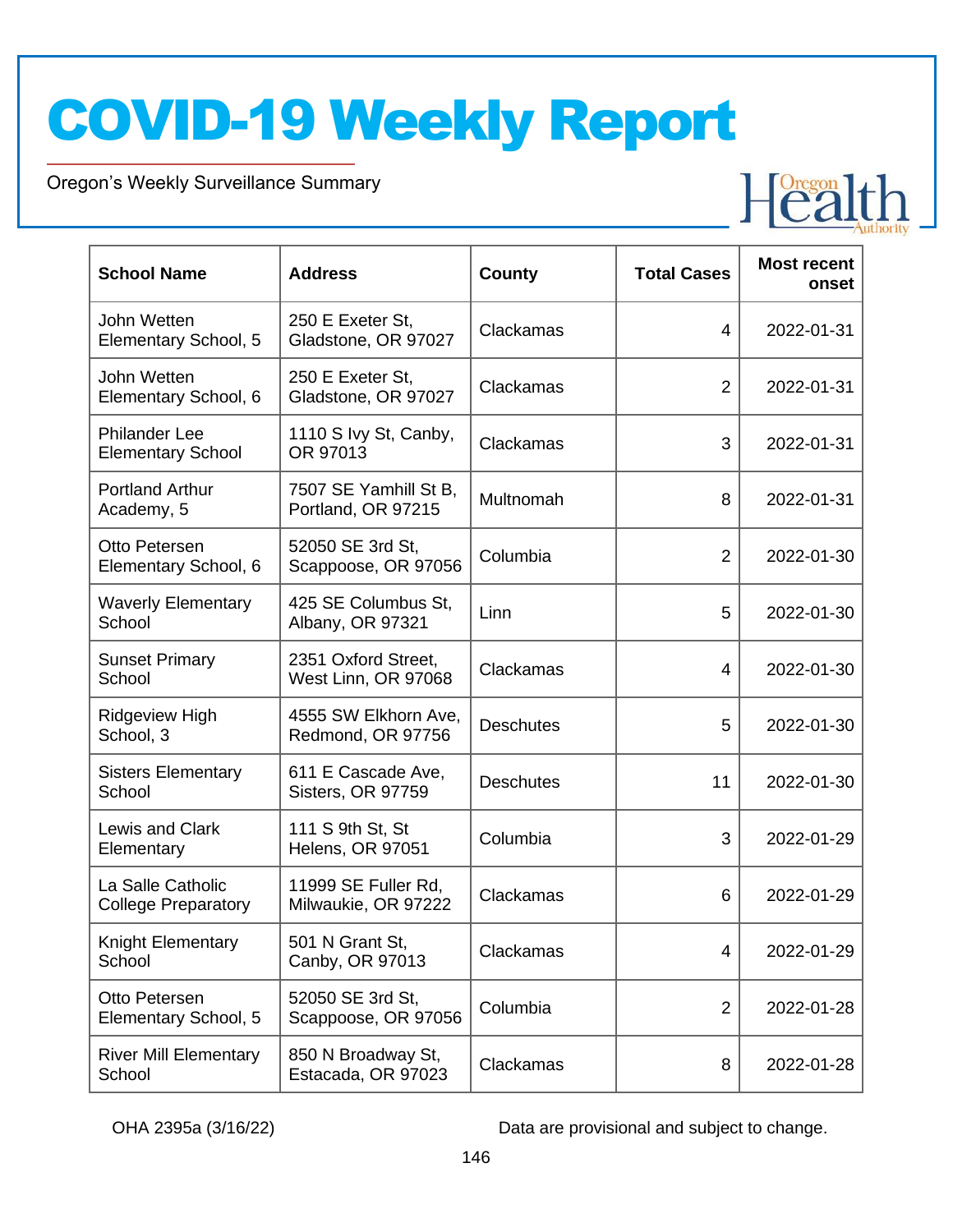# COVID-19 Weekly Report

Oregon's Weekly Surveillance Summary

| School Name | Address | County | Total Cases | Most recent onset |
| --- | --- | --- | --- | --- |
| John Wetten Elementary School, 5 | 250 E Exeter St, Gladstone, OR 97027 | Clackamas | 4 | 2022-01-31 |
| John Wetten Elementary School, 6 | 250 E Exeter St, Gladstone, OR 97027 | Clackamas | 2 | 2022-01-31 |
| Philander Lee Elementary School | 1110 S Ivy St, Canby, OR 97013 | Clackamas | 3 | 2022-01-31 |
| Portland Arthur Academy, 5 | 7507 SE Yamhill St B, Portland, OR 97215 | Multnomah | 8 | 2022-01-31 |
| Otto Petersen Elementary School, 6 | 52050 SE 3rd St, Scappoose, OR 97056 | Columbia | 2 | 2022-01-30 |
| Waverly Elementary School | 425 SE Columbus St, Albany, OR 97321 | Linn | 5 | 2022-01-30 |
| Sunset Primary School | 2351 Oxford Street, West Linn, OR 97068 | Clackamas | 4 | 2022-01-30 |
| Ridgeview High School, 3 | 4555 SW Elkhorn Ave, Redmond, OR 97756 | Deschutes | 5 | 2022-01-30 |
| Sisters Elementary School | 611 E Cascade Ave, Sisters, OR 97759 | Deschutes | 11 | 2022-01-30 |
| Lewis and Clark Elementary | 111 S 9th St, St Helens, OR 97051 | Columbia | 3 | 2022-01-29 |
| La Salle Catholic College Preparatory | 11999 SE Fuller Rd, Milwaukie, OR 97222 | Clackamas | 6 | 2022-01-29 |
| Knight Elementary School | 501 N Grant St, Canby, OR 97013 | Clackamas | 4 | 2022-01-29 |
| Otto Petersen Elementary School, 5 | 52050 SE 3rd St, Scappoose, OR 97056 | Columbia | 2 | 2022-01-28 |
| River Mill Elementary School | 850 N Broadway St, Estacada, OR 97023 | Clackamas | 8 | 2022-01-28 |

OHA 2395a (3/16/22)

Data are provisional and subject to change.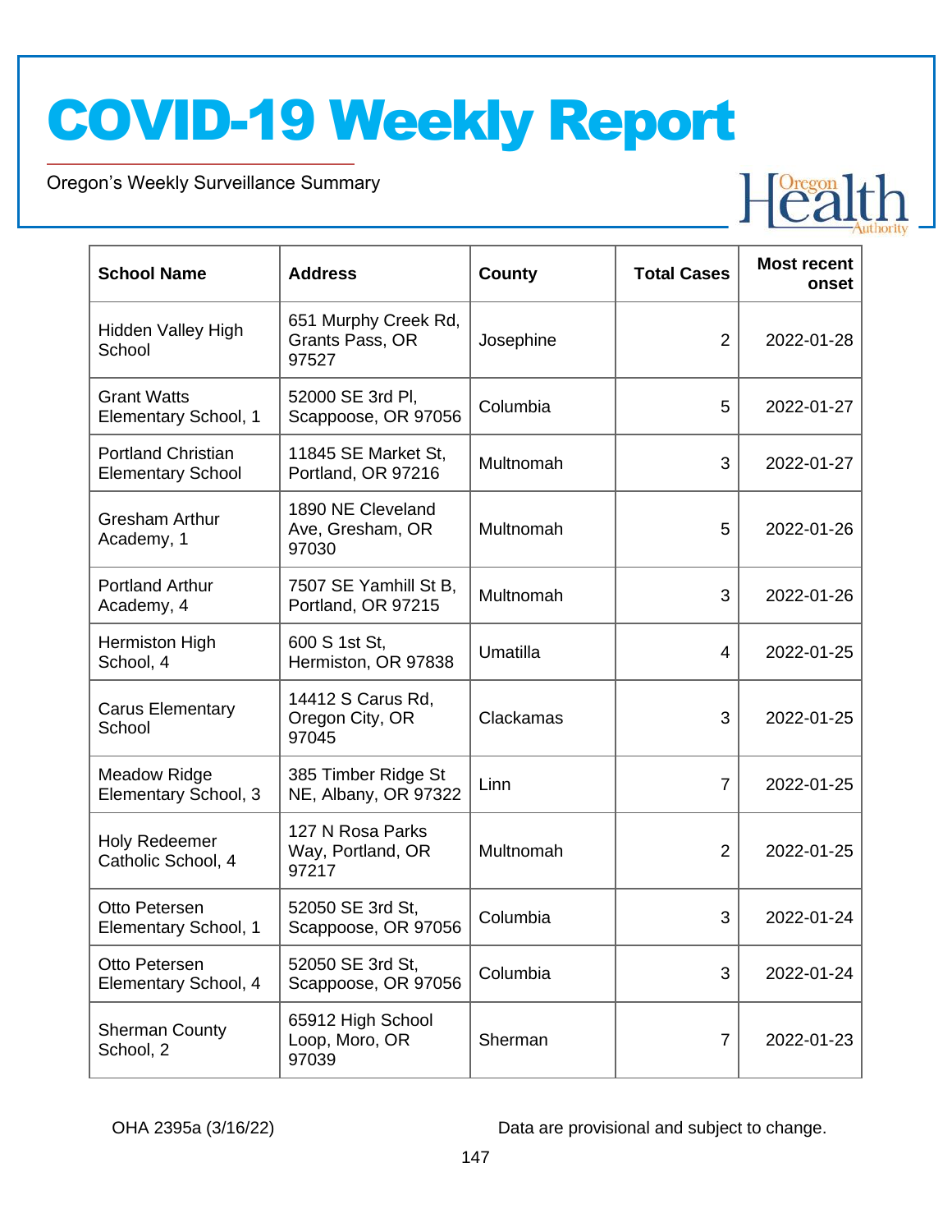| School Name | Address | County | Total Cases | Most recent onset |
|---|---|---|---|---|
| Hidden Valley High School | 651 Murphy Creek Rd, Grants Pass, OR 97527 | Josephine | 2 | 2022-01-28 |
| Grant Watts Elementary School, 1 | 52000 SE 3rd Pl, Scappoose, OR 97056 | Columbia | 5 | 2022-01-27 |
| Portland Christian Elementary School | 11845 SE Market St, Portland, OR 97216 | Multnomah | 3 | 2022-01-27 |
| Gresham Arthur Academy, 1 | 1890 NE Cleveland Ave, Gresham, OR 97030 | Multnomah | 5 | 2022-01-26 |
| Portland Arthur Academy, 4 | 7507 SE Yamhill St B, Portland, OR 97215 | Multnomah | 3 | 2022-01-26 |
| Hermiston High School, 4 | 600 S 1st St, Hermiston, OR 97838 | Umatilla | 4 | 2022-01-25 |
| Carus Elementary School | 14412 S Carus Rd, Oregon City, OR 97045 | Clackamas | 3 | 2022-01-25 |
| Meadow Ridge Elementary School, 3 | 385 Timber Ridge St NE, Albany, OR 97322 | Linn | 7 | 2022-01-25 |
| Holy Redeemer Catholic School, 4 | 127 N Rosa Parks Way, Portland, OR 97217 | Multnomah | 2 | 2022-01-25 |
| Otto Petersen Elementary School, 1 | 52050 SE 3rd St, Scappoose, OR 97056 | Columbia | 3 | 2022-01-24 |
| Otto Petersen Elementary School, 4 | 52050 SE 3rd St, Scappoose, OR 97056 | Columbia | 3 | 2022-01-24 |
| Sherman County School, 2 | 65912 High School Loop, Moro, OR 97039 | Sherman | 7 | 2022-01-23 |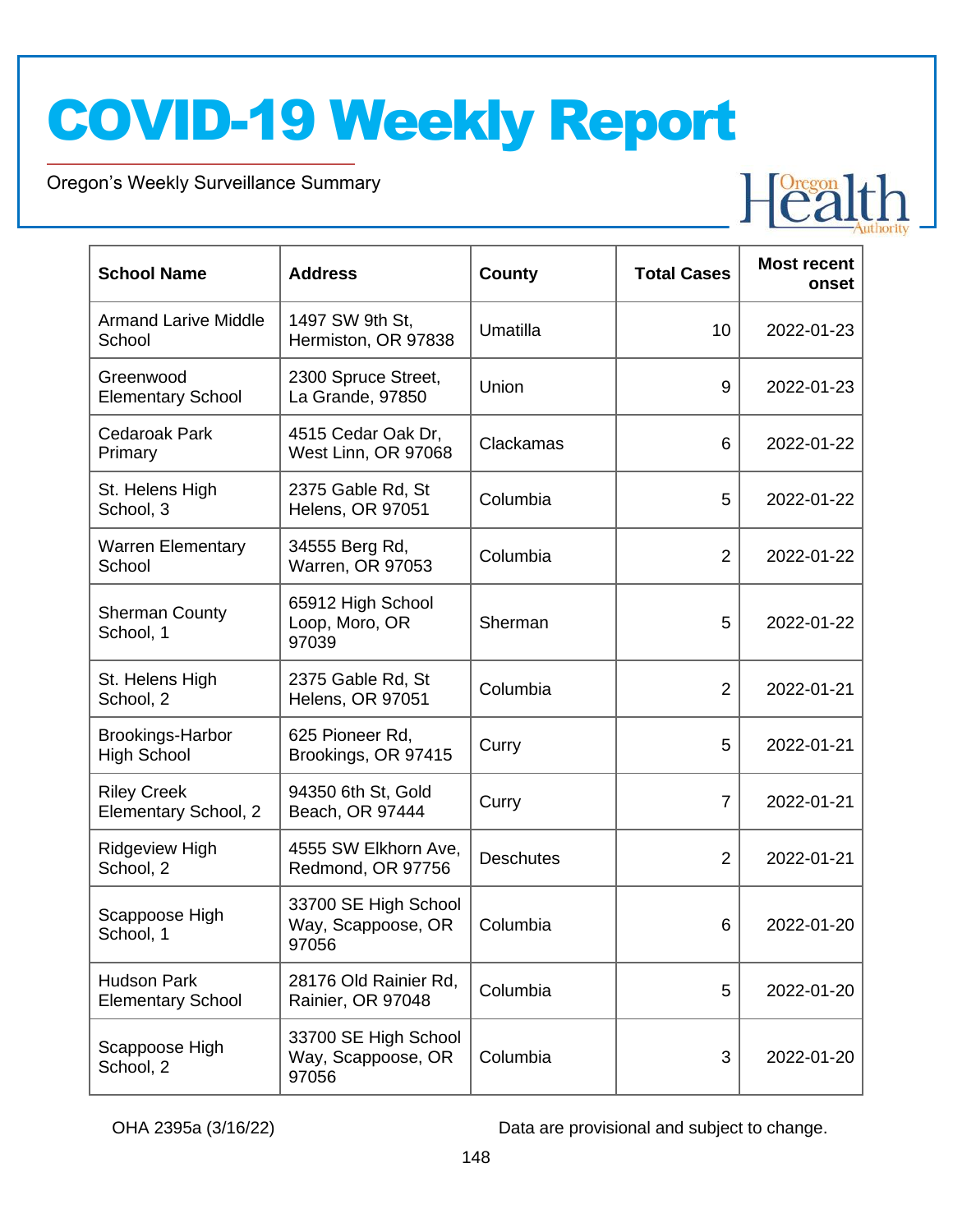# COVID-19 Weekly Report

Oregon's Weekly Surveillance Summary

| School Name | Address | County | Total Cases | Most recent onset |
| --- | --- | --- | --- | --- |
| Armand Larive Middle School | 1497 SW 9th St, Hermiston, OR 97838 | Umatilla | 10 | 2022-01-23 |
| Greenwood Elementary School | 2300 Spruce Street, La Grande, 97850 | Union | 9 | 2022-01-23 |
| Cedaroak Park Primary | 4515 Cedar Oak Dr, West Linn, OR 97068 | Clackamas | 6 | 2022-01-22 |
| St. Helens High School, 3 | 2375 Gable Rd, St Helens, OR 97051 | Columbia | 5 | 2022-01-22 |
| Warren Elementary School | 34555 Berg Rd, Warren, OR 97053 | Columbia | 2 | 2022-01-22 |
| Sherman County School, 1 | 65912 High School Loop, Moro, OR 97039 | Sherman | 5 | 2022-01-22 |
| St. Helens High School, 2 | 2375 Gable Rd, St Helens, OR 97051 | Columbia | 2 | 2022-01-21 |
| Brookings-Harbor High School | 625 Pioneer Rd, Brookings, OR 97415 | Curry | 5 | 2022-01-21 |
| Riley Creek Elementary School, 2 | 94350 6th St, Gold Beach, OR 97444 | Curry | 7 | 2022-01-21 |
| Ridgeview High School, 2 | 4555 SW Elkhorn Ave, Redmond, OR 97756 | Deschutes | 2 | 2022-01-21 |
| Scappoose High School, 1 | 33700 SE High School Way, Scappoose, OR 97056 | Columbia | 6 | 2022-01-20 |
| Hudson Park Elementary School | 28176 Old Rainier Rd, Rainier, OR 97048 | Columbia | 5 | 2022-01-20 |
| Scappoose High School, 2 | 33700 SE High School Way, Scappoose, OR 97056 | Columbia | 3 | 2022-01-20 |

OHA 2395a (3/16/22)

Data are provisional and subject to change.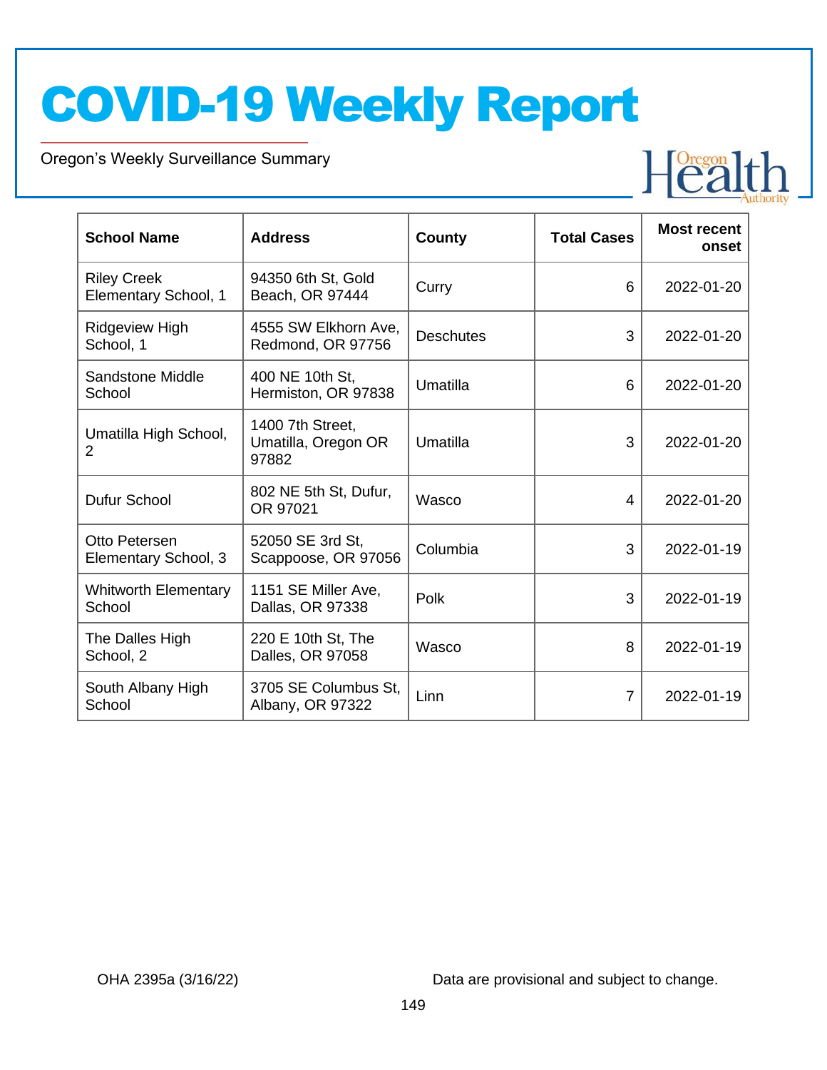| School Name | Address | County | Total Cases | Most recent onset |
|---|---|---|---|---|
| Riley Creek Elementary School, 1 | 94350 6th St, Gold Beach, OR 97444 | Curry | 6 | 2022-01-20 |
| Ridgeview High School, 1 | 4555 SW Elkhorn Ave, Redmond, OR 97756 | Deschutes | 3 | 2022-01-20 |
| Sandstone Middle School | 400 NE 10th St, Hermiston, OR 97838 | Umatilla | 6 | 2022-01-20 |
| Umatilla High School, 2 | 1400 7th Street, Umatilla, Oregon OR 97882 | Umatilla | 3 | 2022-01-20 |
| Dufur School | 802 NE 5th St, Dufur, OR 97021 | Wasco | 4 | 2022-01-20 |
| Otto Petersen Elementary School, 3 | 52050 SE 3rd St, Scappoose, OR 97056 | Columbia | 3 | 2022-01-19 |
| Whitworth Elementary School | 1151 SE Miller Ave, Dallas, OR 97338 | Polk | 3 | 2022-01-19 |
| The Dalles High School, 2 | 220 E 10th St, The Dalles, OR 97058 | Wasco | 8 | 2022-01-19 |
| South Albany High School | 3705 SE Columbus St, Albany, OR 97322 | Linn | 7 | 2022-01-19 |